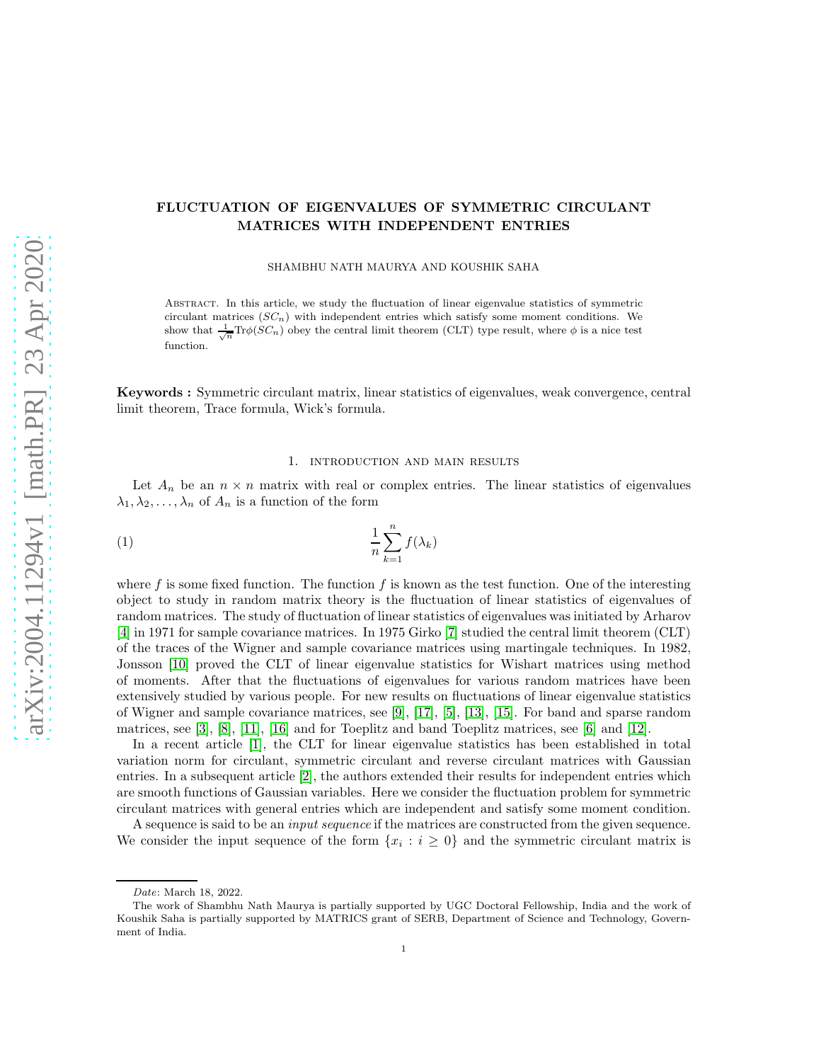# FLUCTUATION OF EIGENVALUES OF SYMMETRIC CIRCULANT MATRICES WITH INDEPENDENT ENTRIES

SHAMBHU NATH MAURYA AND KOUSHIK SAHA

Abstract. In this article, we study the fluctuation of linear eigenvalue statistics of symmetric circulant matrices ($SC_n$) with independent entries which satisfy some moment conditions. We show that $\frac{1}{\sqrt{n}}\text{Tr}\phi(SC_n)$ obey the central limit theorem (CLT) type result, where $\phi$ is a nice test function.

**Keywords :** Symmetric circulant matrix, linear statistics of eigenvalues, weak convergence, central limit theorem, Trace formula, Wick's formula.

## 1. introduction and main results

Let $A_n$ be an $n \times n$ matrix with real or complex entries. The linear statistics of eigenvalues $\lambda_1, \lambda_2, \ldots, \lambda_n$ of $A_n$ is a function of the form

$$\frac{1}{n}\sum_{k=1}^{n} f(\lambda_k) \tag{1}$$

where $f$ is some fixed function. The function $f$ is known as the test function. One of the interesting object to study in random matrix theory is the fluctuation of linear statistics of eigenvalues of random matrices. The study of fluctuation of linear statistics of eigenvalues was initiated by Arharov [4] in 1971 for sample covariance matrices. In 1975 Girko [7] studied the central limit theorem (CLT) of the traces of the Wigner and sample covariance matrices using martingale techniques. In 1982, Jonsson [10] proved the CLT of linear eigenvalue statistics for Wishart matrices using method of moments. After that the fluctuations of eigenvalues for various random matrices have been extensively studied by various people. For new results on fluctuations of linear eigenvalue statistics of Wigner and sample covariance matrices, see [9], [17], [5], [13], [15]. For band and sparse random matrices, see [3], [8], [11], [16] and for Toeplitz and band Toeplitz matrices, see [6] and [12].

In a recent article [1], the CLT for linear eigenvalue statistics has been established in total variation norm for circulant, symmetric circulant and reverse circulant matrices with Gaussian entries. In a subsequent article [2], the authors extended their results for independent entries which are smooth functions of Gaussian variables. Here we consider the fluctuation problem for symmetric circulant matrices with general entries which are independent and satisfy some moment condition.

A sequence is said to be an *input sequence* if the matrices are constructed from the given sequence. We consider the input sequence of the form $\{x_i : i \geq 0\}$ and the symmetric circulant matrix is

---

*Date*: March 18, 2022.

The work of Shambhu Nath Maurya is partially supported by UGC Doctoral Fellowship, India and the work of Koushik Saha is partially supported by MATRICS grant of SERB, Department of Science and Technology, Government of India.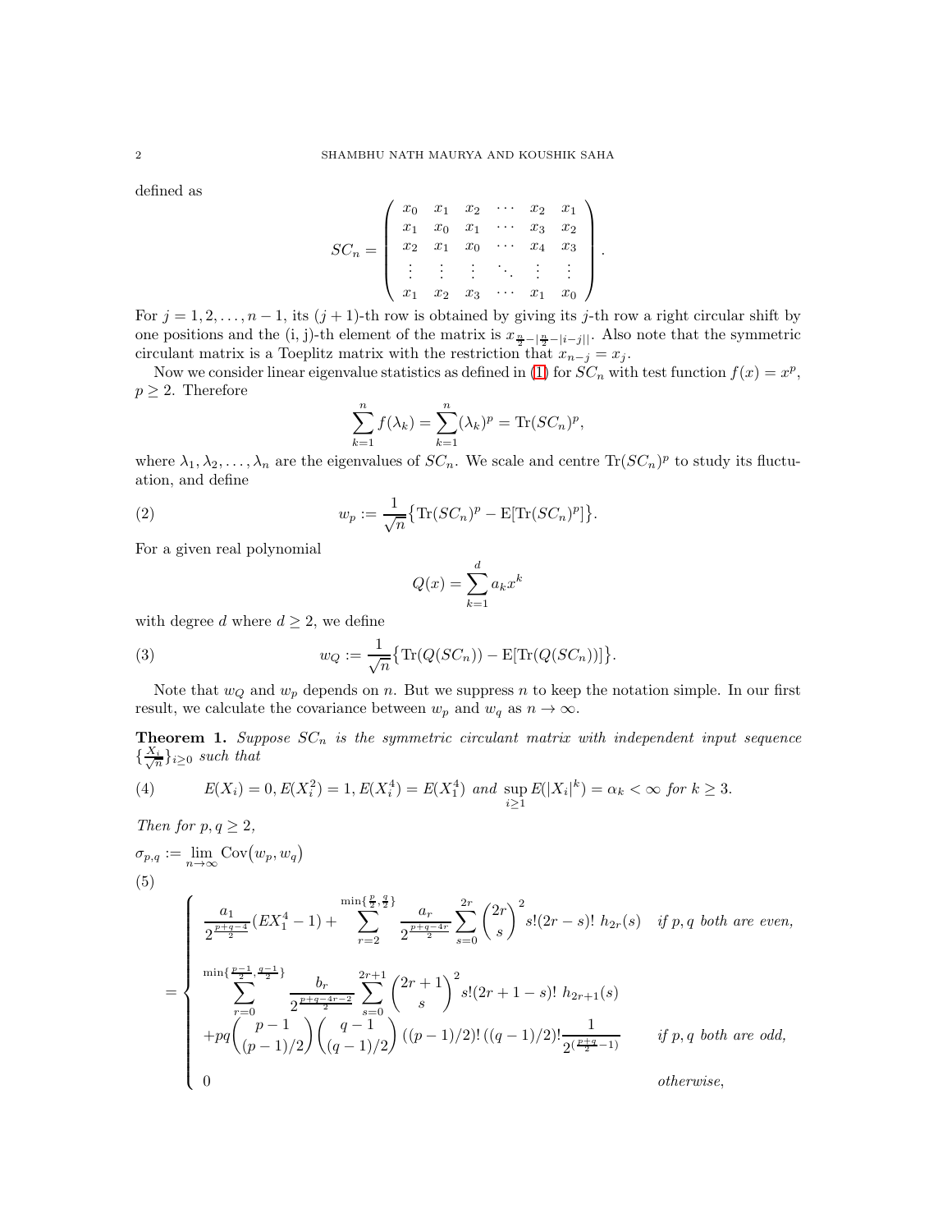defined as

$$
SC_n = \begin{pmatrix}
x_0 & x_1 & x_2 & \cdots & x_2 & x_1 \\
x_1 & x_0 & x_1 & \cdots & x_3 & x_2 \\
x_2 & x_1 & x_0 & \cdots & x_4 & x_3 \\
\vdots & \vdots & \vdots & \ddots & \vdots & \vdots \\
x_1 & x_2 & x_3 & \cdots & x_1 & x_0
\end{pmatrix}.
$$

For $j = 1, 2, \ldots, n-1$, its $(j+1)$-th row is obtained by giving its $j$-th row a right circular shift by one positions and the (i, j)-th element of the matrix is $x_{\frac{n}{2}-|\frac{n}{2}-|i-j||}$. Also note that the symmetric circulant matrix is a Toeplitz matrix with the restriction that $x_{n-j} = x_j$.

Now we consider linear eigenvalue statistics as defined in (1) for $SC_n$ with test function $f(x) = x^p$, $p \geq 2$. Therefore

$$
\sum_{k=1}^{n} f(\lambda_k) = \sum_{k=1}^{n} (\lambda_k)^p = \operatorname{Tr}(SC_n)^p,
$$

where $\lambda_1, \lambda_2, \ldots, \lambda_n$ are the eigenvalues of $SC_n$. We scale and centre $\operatorname{Tr}(SC_n)^p$ to study its fluctuation, and define

$$
w_p := \frac{1}{\sqrt{n}} \big\{ \operatorname{Tr}(SC_n)^p - \mathrm{E}[\operatorname{Tr}(SC_n)^p] \big\}. \tag{2}
$$

For a given real polynomial

$$
Q(x) = \sum_{k=1}^{d} a_k x^k
$$

with degree $d$ where $d \geq 2$, we define

$$
w_Q := \frac{1}{\sqrt{n}} \big\{ \operatorname{Tr}(Q(SC_n)) - \mathrm{E}[\operatorname{Tr}(Q(SC_n))] \big\}. \tag{3}
$$

Note that $w_Q$ and $w_p$ depends on $n$. But we suppress $n$ to keep the notation simple. In our first result, we calculate the covariance between $w_p$ and $w_q$ as $n \to \infty$.

**Theorem 1.** *Suppose $SC_n$ is the symmetric circulant matrix with independent input sequence $\{\frac{X_i}{\sqrt{n}}\}_{i \geq 0}$ such that*

$$
E(X_i) = 0, E(X_i^2) = 1, E(X_i^4) = E(X_1^4) \text{ and } \sup_{i \geq 1} E(|X_i|^k) = \alpha_k < \infty \text{ for } k \geq 3. \tag{4}
$$

*Then for $p, q \geq 2$,*

$$
\sigma_{p,q} := \lim_{n \to \infty} \operatorname{Cov}\big(w_p, w_q\big)
$$

(5)

$$
= \begin{cases}
\dfrac{a_1}{2^{\frac{p+q-4}{2}}}(EX_1^4 - 1) + \displaystyle\sum_{r=2}^{\min\{\frac{p}{2}, \frac{q}{2}\}} \frac{a_r}{2^{\frac{p+q-4r}{2}}} \sum_{s=0}^{2r} \binom{2r}{s}^2 s!(2r-s)!\ h_{2r}(s) & \text{if } p, q \text{ both are even,} \\[2ex]
\displaystyle\sum_{r=0}^{\min\{\frac{p-1}{2}, \frac{q-1}{2}\}} \frac{b_r}{2^{\frac{p+q-4r-2}{2}}} \sum_{s=0}^{2r+1} \binom{2r+1}{s}^2 s!(2r+1-s)!\ h_{2r+1}(s) & \\
\quad + pq \dbinom{p-1}{(p-1)/2} \dbinom{q-1}{(q-1)/2} ((p-1)/2)!\,((q-1)/2)! \dfrac{1}{2^{(\frac{p+q}{2}-1)}} & \text{if } p, q \text{ both are odd,} \\[2ex]
0 & \text{otherwise,}
\end{cases}
$$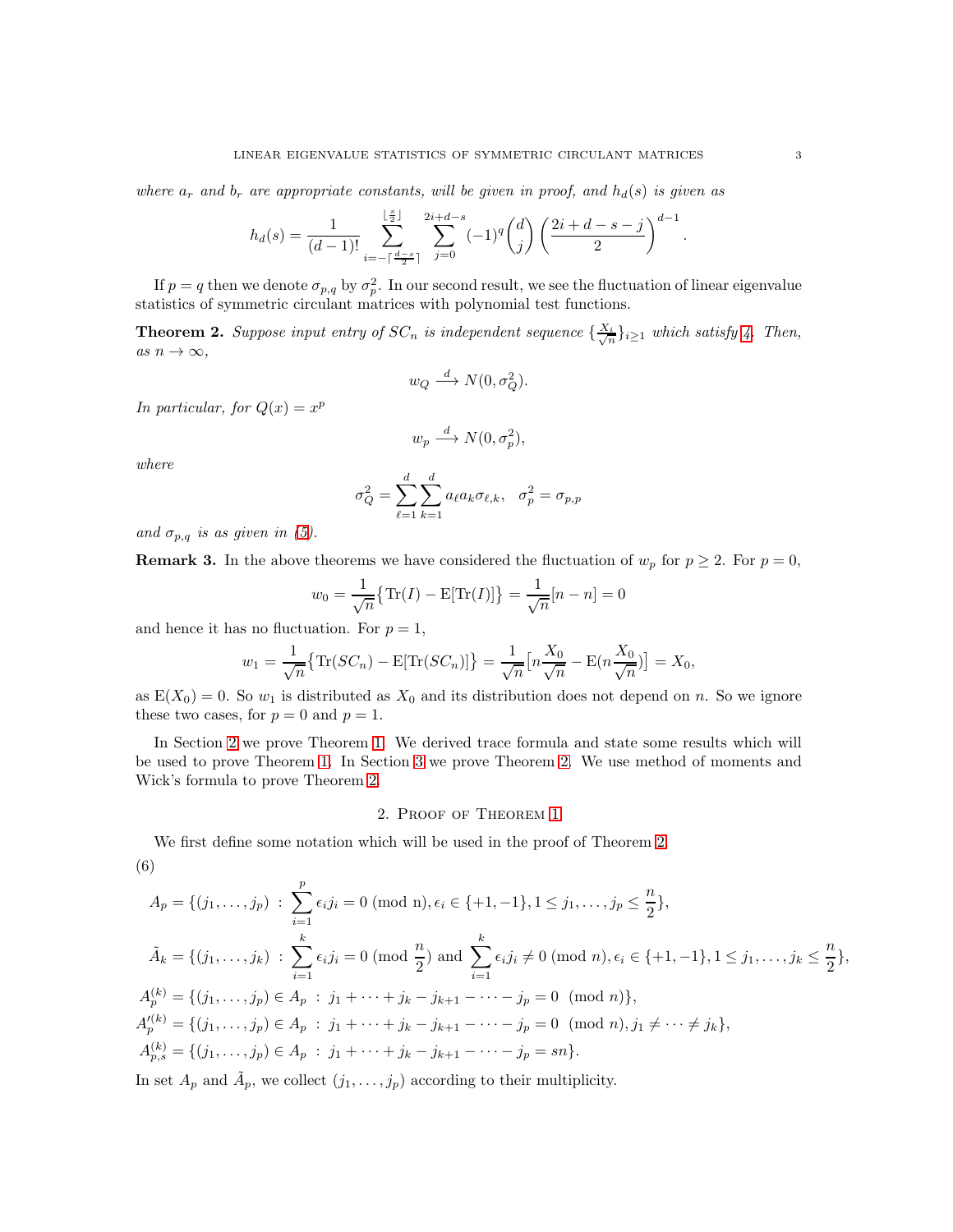where $a_r$ and $b_r$ are appropriate constants, will be given in proof, and $h_d(s)$ is given as

$$h_d(s) = \frac{1}{(d-1)!} \sum_{i=-\lceil \frac{d-s}{2} \rceil}^{\lfloor \frac{s}{2} \rfloor} \sum_{j=0}^{2i+d-s} (-1)^q \binom{d}{j} \left( \frac{2i+d-s-j}{2} \right)^{d-1}.$$

If $p = q$ then we denote $\sigma_{p,q}$ by $\sigma_p^2$. In our second result, we see the fluctuation of linear eigenvalue statistics of symmetric circulant matrices with polynomial test functions.

**Theorem 2.** *Suppose input entry of $SC_n$ is independent sequence $\{\frac{X_i}{\sqrt{n}}\}_{i \geq 1}$ which satisfy 4. Then, as $n \to \infty$,*

$$w_Q \xrightarrow{d} N(0, \sigma_Q^2).$$

*In particular, for $Q(x) = x^p$*

$$w_p \xrightarrow{d} N(0, \sigma_p^2),$$

*where*

$$\sigma_Q^2 = \sum_{\ell=1}^{d} \sum_{k=1}^{d} a_\ell a_k \sigma_{\ell,k}, \quad \sigma_p^2 = \sigma_{p,p}$$

*and $\sigma_{p,q}$ is as given in (5).*

**Remark 3.** In the above theorems we have considered the fluctuation of $w_p$ for $p \geq 2$. For $p = 0$,

$$w_0 = \frac{1}{\sqrt{n}} \big\{ \mathrm{Tr}(I) - \mathrm{E}[\mathrm{Tr}(I)] \big\} = \frac{1}{\sqrt{n}} [n - n] = 0$$

and hence it has no fluctuation. For $p = 1$,

$$w_1 = \frac{1}{\sqrt{n}} \big\{ \mathrm{Tr}(SC_n) - \mathrm{E}[\mathrm{Tr}(SC_n)] \big\} = \frac{1}{\sqrt{n}} \big[ n \frac{X_0}{\sqrt{n}} - \mathrm{E}(n \frac{X_0}{\sqrt{n}}) \big] = X_0,$$

as $\mathrm{E}(X_0) = 0$. So $w_1$ is distributed as $X_0$ and its distribution does not depend on $n$. So we ignore these two cases, for $p = 0$ and $p = 1$.

In Section 2 we prove Theorem 1. We derived trace formula and state some results which will be used to prove Theorem 1. In Section 3 we prove Theorem 2. We use method of moments and Wick's formula to prove Theorem 2.

## 2. Proof of Theorem 1

We first define some notation which will be used in the proof of Theorem 2.

(6)

$$
\begin{aligned}
A_p &= \{(j_1, \ldots, j_p) \,:\, \sum_{i=1}^{p} \epsilon_i j_i = 0 \text{ (mod n)}, \epsilon_i \in \{+1, -1\}, 1 \leq j_1, \ldots, j_p \leq \frac{n}{2}\}, \\
\tilde{A}_k &= \{(j_1, \ldots, j_k) \,:\, \sum_{i=1}^{k} \epsilon_i j_i = 0 \text{ (mod } \frac{n}{2}) \text{ and } \sum_{i=1}^{k} \epsilon_i j_i \neq 0 \text{ (mod } n), \epsilon_i \in \{+1, -1\}, 1 \leq j_1, \ldots, j_k \leq \frac{n}{2}\}, \\
A_p^{(k)} &= \{(j_1, \ldots, j_p) \in A_p \,:\, j_1 + \cdots + j_k - j_{k+1} - \cdots - j_p = 0 \pmod{n}\}, \\
A_p'^{(k)} &= \{(j_1, \ldots, j_p) \in A_p \,:\, j_1 + \cdots + j_k - j_{k+1} - \cdots - j_p = 0 \pmod{n}, j_1 \neq \cdots \neq j_k\}, \\
A_{p,s}^{(k)} &= \{(j_1, \ldots, j_p) \in A_p \,:\, j_1 + \cdots + j_k - j_{k+1} - \cdots - j_p = sn\}.
\end{aligned}
$$

In set $A_p$ and $\tilde{A}_p$, we collect $(j_1, \ldots, j_p)$ according to their multiplicity.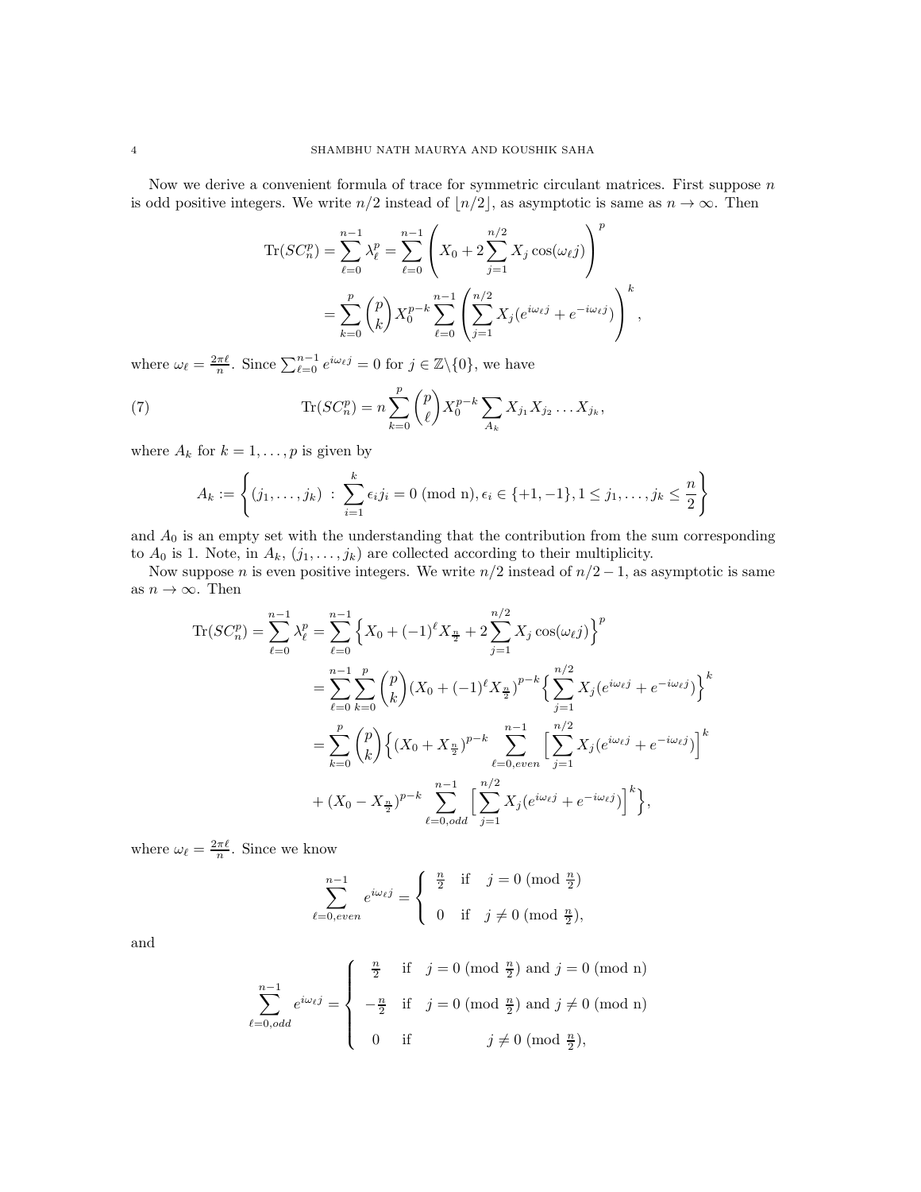Now we derive a convenient formula of trace for symmetric circulant matrices. First suppose $n$ is odd positive integers. We write $n/2$ instead of $\lfloor n/2 \rfloor$, as asymptotic is same as $n \to \infty$. Then

$$
\begin{aligned}
\operatorname{Tr}(SC_n^p) = \sum_{\ell=0}^{n-1} \lambda_\ell^p &= \sum_{\ell=0}^{n-1} \left( X_0 + 2\sum_{j=1}^{n/2} X_j \cos(\omega_\ell j) \right)^p \\
&= \sum_{k=0}^{p} \binom{p}{k} X_0^{p-k} \sum_{\ell=0}^{n-1} \left( \sum_{j=1}^{n/2} X_j (e^{i\omega_\ell j} + e^{-i\omega_\ell j}) \right)^k,
\end{aligned}
$$

where $\omega_\ell = \frac{2\pi \ell}{n}$. Since $\sum_{\ell=0}^{n-1} e^{i\omega_\ell j} = 0$ for $j \in \mathbb{Z}\backslash\{0\}$, we have

$$
\operatorname{Tr}(SC_n^p) = n \sum_{k=0}^{p} \binom{p}{\ell} X_0^{p-k} \sum_{A_k} X_{j_1} X_{j_2} \ldots X_{j_k}, \tag{7}
$$

where $A_k$ for $k = 1, \ldots, p$ is given by

$$
A_k := \left\{ (j_1, \ldots, j_k) \;:\; \sum_{i=1}^{k} \epsilon_i j_i = 0 \text{ (mod n)}, \epsilon_i \in \{+1, -1\}, 1 \le j_1, \ldots, j_k \le \frac{n}{2} \right\}
$$

and $A_0$ is an empty set with the understanding that the contribution from the sum corresponding to $A_0$ is 1. Note, in $A_k$, $(j_1, \ldots, j_k)$ are collected according to their multiplicity.

Now suppose $n$ is even positive integers. We write $n/2$ instead of $n/2 - 1$, as asymptotic is same as $n \to \infty$. Then

$$
\begin{aligned}
\operatorname{Tr}(SC_n^p) = \sum_{\ell=0}^{n-1} \lambda_\ell^p &= \sum_{\ell=0}^{n-1} \Big\{ X_0 + (-1)^\ell X_{\frac{n}{2}} + 2\sum_{j=1}^{n/2} X_j \cos(\omega_\ell j) \Big\}^p \\
&= \sum_{\ell=0}^{n-1} \sum_{k=0}^{p} \binom{p}{k} (X_0 + (-1)^\ell X_{\frac{n}{2}})^{p-k} \Big\{ \sum_{j=1}^{n/2} X_j (e^{i\omega_\ell j} + e^{-i\omega_\ell j}) \Big\}^k \\
&= \sum_{k=0}^{p} \binom{p}{k} \Big\{ (X_0 + X_{\frac{n}{2}})^{p-k} \sum_{\ell=0, even}^{n-1} \Big[ \sum_{j=1}^{n/2} X_j (e^{i\omega_\ell j} + e^{-i\omega_\ell j}) \Big]^k \\
&\quad + (X_0 - X_{\frac{n}{2}})^{p-k} \sum_{\ell=0, odd}^{n-1} \Big[ \sum_{j=1}^{n/2} X_j (e^{i\omega_\ell j} + e^{-i\omega_\ell j}) \Big]^k \Big\},
\end{aligned}
$$

where $\omega_\ell = \frac{2\pi \ell}{n}$. Since we know

$$
\sum_{\ell=0, even}^{n-1} e^{i\omega_\ell j} = \begin{cases} \frac{n}{2} & \text{if} \quad j = 0 \text{ (mod } \frac{n}{2}) \\ 0 & \text{if} \quad j \neq 0 \text{ (mod } \frac{n}{2}), \end{cases}
$$

and

$$
\sum_{\ell=0, odd}^{n-1} e^{i\omega_\ell j} = \begin{cases} \frac{n}{2} & \text{if} \quad j = 0 \text{ (mod } \frac{n}{2}) \text{ and } j = 0 \text{ (mod n)} \\ -\frac{n}{2} & \text{if} \quad j = 0 \text{ (mod } \frac{n}{2}) \text{ and } j \neq 0 \text{ (mod n)} \\ 0 & \text{if} \qquad\qquad j \neq 0 \text{ (mod } \frac{n}{2}), \end{cases}
$$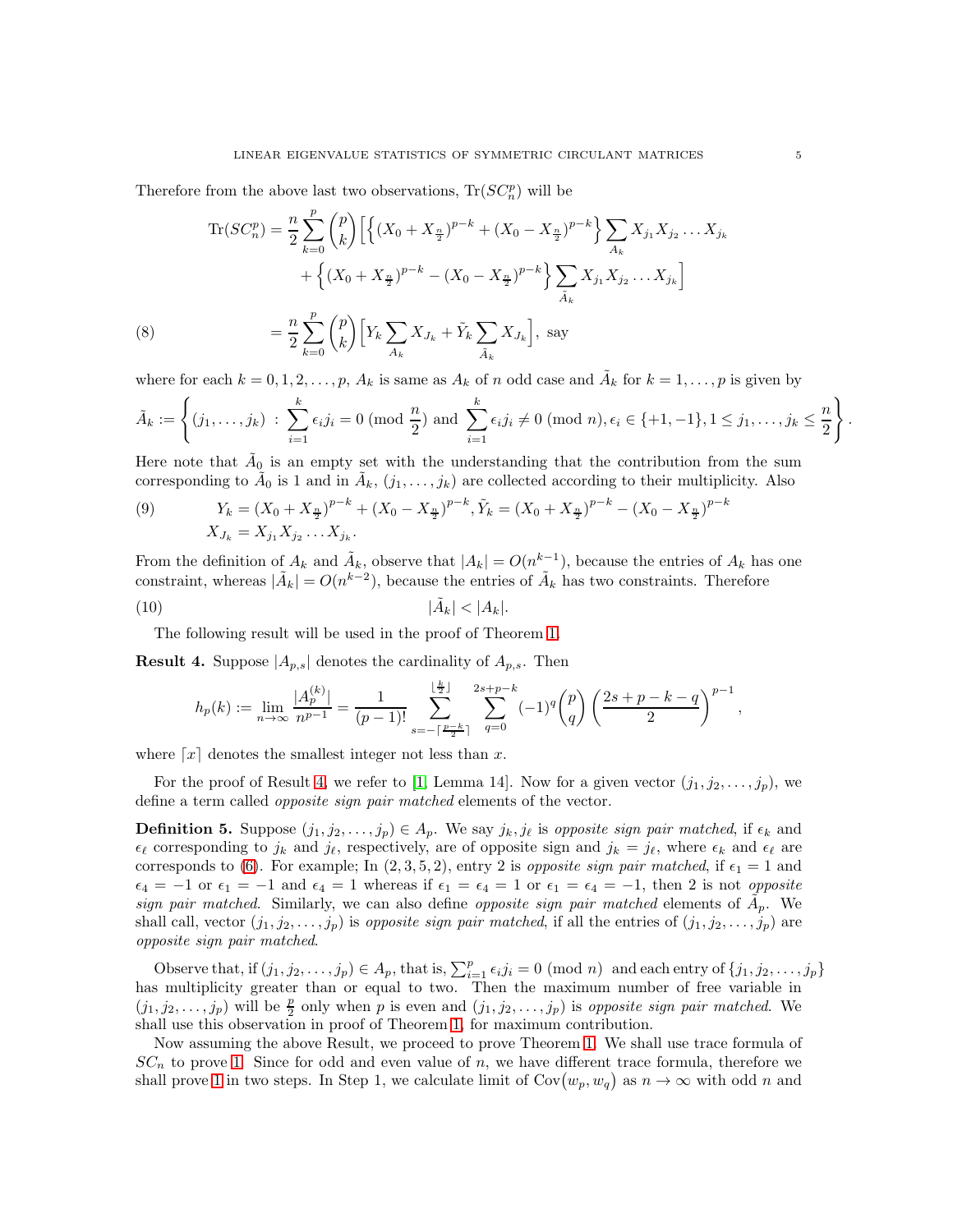Therefore from the above last two observations, $\operatorname{Tr}(SC_n^p)$ will be

$$
\begin{aligned}
\operatorname{Tr}(SC_n^p) &= \frac{n}{2}\sum_{k=0}^{p}\binom{p}{k}\Big[\Big\{(X_0+X_{\frac{n}{2}})^{p-k}+(X_0-X_{\frac{n}{2}})^{p-k}\Big\}\sum_{A_k}X_{j_1}X_{j_2}\ldots X_{j_k} \\
&\qquad + \Big\{(X_0+X_{\frac{n}{2}})^{p-k}-(X_0-X_{\frac{n}{2}})^{p-k}\Big\}\sum_{\tilde{A}_k}X_{j_1}X_{j_2}\ldots X_{j_k}\Big] \\
&= \frac{n}{2}\sum_{k=0}^{p}\binom{p}{k}\Big[Y_k\sum_{A_k}X_{J_k}+\tilde{Y}_k\sum_{\tilde{A}_k}X_{J_k}\Big], \text{ say}
\end{aligned} \tag{8}
$$

where for each $k=0,1,2,\ldots,p$, $A_k$ is same as $A_k$ of $n$ odd case and $\tilde{A}_k$ for $k=1,\ldots,p$ is given by

$$
\tilde{A}_k := \left\{(j_1,\ldots,j_k)\ :\ \sum_{i=1}^{k}\epsilon_i j_i = 0 \ (\text{mod } \frac{n}{2}) \text{ and } \sum_{i=1}^{k}\epsilon_i j_i \neq 0 \ (\text{mod } n), \epsilon_i\in\{+1,-1\}, 1\le j_1,\ldots,j_k\le \frac{n}{2}\right\}.
$$

Here note that $\tilde{A}_0$ is an empty set with the understanding that the contribution from the sum corresponding to $\tilde{A}_0$ is 1 and in $\tilde{A}_k$, $(j_1,\ldots,j_k)$ are collected according to their multiplicity. Also

$$
\begin{aligned}
&Y_k = (X_0+X_{\frac{n}{2}})^{p-k}+(X_0-X_{\frac{n}{2}})^{p-k}, \tilde{Y}_k = (X_0+X_{\frac{n}{2}})^{p-k}-(X_0-X_{\frac{n}{2}})^{p-k} \\
&X_{J_k} = X_{j_1}X_{j_2}\ldots X_{j_k}.
\end{aligned} \tag{9}
$$

From the definition of $A_k$ and $\tilde{A}_k$, observe that $|A_k| = O(n^{k-1})$, because the entries of $A_k$ has one constraint, whereas $|\tilde{A}_k| = O(n^{k-2})$, because the entries of $\tilde{A}_k$ has two constraints. Therefore

$$
|\tilde{A}_k| < |A_k|. \tag{10}
$$

The following result will be used in the proof of Theorem 1.

**Result 4.** Suppose $|A_{p,s}|$ denotes the cardinality of $A_{p,s}$. Then

$$
h_p(k) := \lim_{n\to\infty}\frac{|A_p^{(k)}|}{n^{p-1}} = \frac{1}{(p-1)!}\sum_{s=-\lceil\frac{p-k}{2}\rceil}^{\lfloor\frac{k}{2}\rfloor}\ \sum_{q=0}^{2s+p-k}(-1)^q\binom{p}{q}\left(\frac{2s+p-k-q}{2}\right)^{p-1},
$$

where $\lceil x\rceil$ denotes the smallest integer not less than $x$.

For the proof of Result 4, we refer to [1, Lemma 14]. Now for a given vector $(j_1,j_2,\ldots,j_p)$, we define a term called *opposite sign pair matched* elements of the vector.

**Definition 5.** Suppose $(j_1,j_2,\ldots,j_p)\in A_p$. We say $j_k, j_\ell$ is *opposite sign pair matched*, if $\epsilon_k$ and $\epsilon_\ell$ corresponding to $j_k$ and $j_\ell$, respectively, are of opposite sign and $j_k = j_\ell$, where $\epsilon_k$ and $\epsilon_\ell$ are corresponds to (6). For example; In $(2,3,5,2)$, entry 2 is *opposite sign pair matched*, if $\epsilon_1 = 1$ and $\epsilon_4=-1$ or $\epsilon_1=-1$ and $\epsilon_4 = 1$ whereas if $\epsilon_1=\epsilon_4=1$ or $\epsilon_1=\epsilon_4=-1$, then 2 is not *opposite sign pair matched*. Similarly, we can also define *opposite sign pair matched* elements of $\tilde{A}_p$. We shall call, vector $(j_1,j_2,\ldots,j_p)$ is *opposite sign pair matched*, if all the entries of $(j_1,j_2,\ldots,j_p)$ are *opposite sign pair matched*.

Observe that, if $(j_1,j_2,\ldots,j_p)\in A_p$, that is, $\sum_{i=1}^{p}\epsilon_i j_i = 0 \ (\text{mod } n)$ and each entry of $\{j_1,j_2,\ldots,j_p\}$ has multiplicity greater than or equal to two. Then the maximum number of free variable in $(j_1,j_2,\ldots,j_p)$ will be $\frac{p}{2}$ only when $p$ is even and $(j_1,j_2,\ldots,j_p)$ is *opposite sign pair matched*. We shall use this observation in proof of Theorem 1, for maximum contribution.

Now assuming the above Result, we proceed to prove Theorem 1. We shall use trace formula of $SC_n$ to prove 1. Since for odd and even value of $n$, we have different trace formula, therefore we shall prove 1 in two steps. In Step 1, we calculate limit of $\operatorname{Cov}(w_p, w_q)$ as $n\to\infty$ with odd $n$ and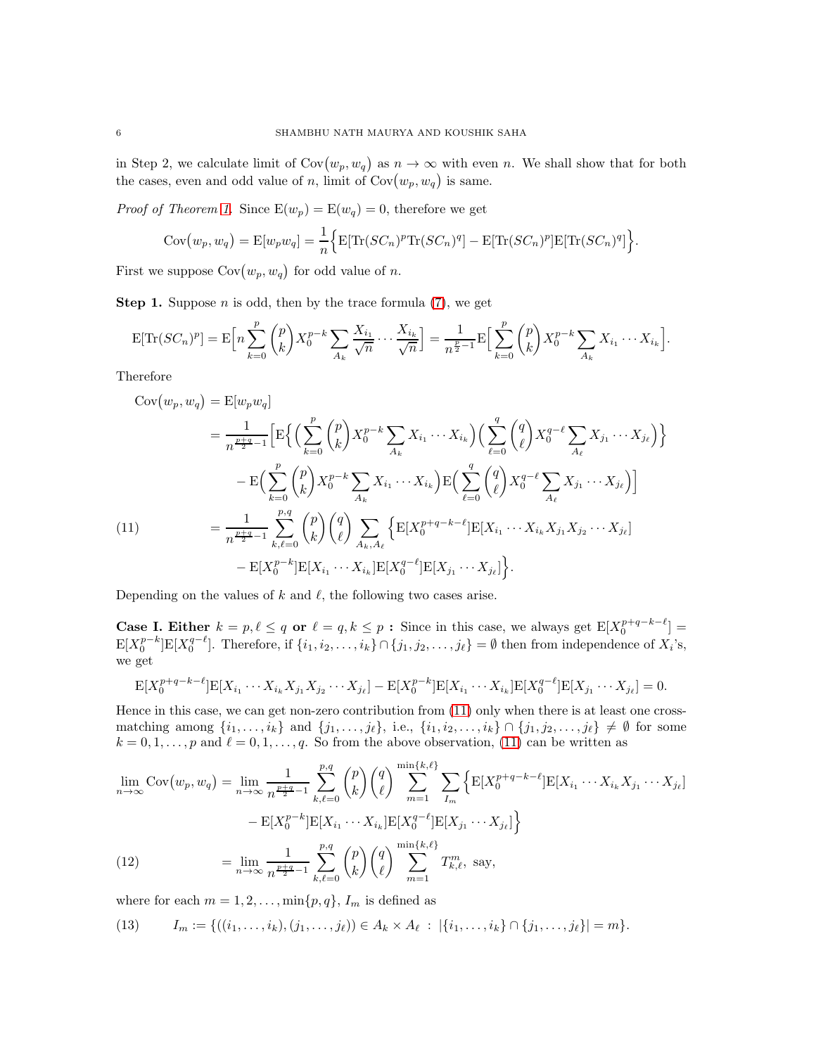in Step 2, we calculate limit of $\operatorname{Cov}(w_p, w_q)$ as $n \to \infty$ with even $n$. We shall show that for both the cases, even and odd value of $n$, limit of $\operatorname{Cov}(w_p, w_q)$ is same.

*Proof of Theorem 1.* Since $\mathrm{E}(w_p) = \mathrm{E}(w_q) = 0$, therefore we get

$$\operatorname{Cov}(w_p, w_q) = \mathrm{E}[w_p w_q] = \frac{1}{n}\Big\{\mathrm{E}[\operatorname{Tr}(SC_n)^p \operatorname{Tr}(SC_n)^q] - \mathrm{E}[\operatorname{Tr}(SC_n)^p]\mathrm{E}[\operatorname{Tr}(SC_n)^q]\Big\}.$$

First we suppose $\operatorname{Cov}(w_p, w_q)$ for odd value of $n$.

**Step 1.** Suppose $n$ is odd, then by the trace formula (7), we get

$$\mathrm{E}[\operatorname{Tr}(SC_n)^p] = \mathrm{E}\Big[n \sum_{k=0}^{p} \binom{p}{k} X_0^{p-k} \sum_{A_k} \frac{X_{i_1}}{\sqrt{n}} \cdots \frac{X_{i_k}}{\sqrt{n}}\Big] = \frac{1}{n^{\frac{p}{2}-1}} \mathrm{E}\Big[\sum_{k=0}^{p} \binom{p}{k} X_0^{p-k} \sum_{A_k} X_{i_1} \cdots X_{i_k}\Big].$$

Therefore

$$\begin{aligned}
\operatorname{Cov}(w_p, w_q) &= \mathrm{E}[w_p w_q] \\
&= \frac{1}{n^{\frac{p+q}{2}-1}} \Big[\mathrm{E}\Big\{\Big(\sum_{k=0}^{p} \binom{p}{k} X_0^{p-k} \sum_{A_k} X_{i_1} \cdots X_{i_k}\Big)\Big(\sum_{\ell=0}^{q} \binom{q}{\ell} X_0^{q-\ell} \sum_{A_\ell} X_{j_1} \cdots X_{j_\ell}\Big)\Big\} \\
&\quad - \mathrm{E}\Big(\sum_{k=0}^{p} \binom{p}{k} X_0^{p-k} \sum_{A_k} X_{i_1} \cdots X_{i_k}\Big)\mathrm{E}\Big(\sum_{\ell=0}^{q} \binom{q}{\ell} X_0^{q-\ell} \sum_{A_\ell} X_{j_1} \cdots X_{j_\ell}\Big)\Big] \\
&= \frac{1}{n^{\frac{p+q}{2}-1}} \sum_{k,\ell=0}^{p,q} \binom{p}{k}\binom{q}{\ell} \sum_{A_k, A_\ell} \Big\{\mathrm{E}[X_0^{p+q-k-\ell}]\mathrm{E}[X_{i_1} \cdots X_{i_k} X_{j_1} X_{j_2} \cdots X_{j_\ell}] \\
&\quad - \mathrm{E}[X_0^{p-k}]\mathrm{E}[X_{i_1} \cdots X_{i_k}]\mathrm{E}[X_0^{q-\ell}]\mathrm{E}[X_{j_1} \cdots X_{j_\ell}]\Big\}.
\end{aligned} \tag{11}$$

Depending on the values of $k$ and $\ell$, the following two cases arise.

**Case I. Either $k = p, \ell \leq q$ or $\ell = q, k \leq p$ :** Since in this case, we always get $\mathrm{E}[X_0^{p+q-k-\ell}] = \mathrm{E}[X_0^{p-k}]\mathrm{E}[X_0^{q-\ell}]$. Therefore, if $\{i_1, i_2, \ldots, i_k\} \cap \{j_1, j_2, \ldots, j_\ell\} = \emptyset$ then from independence of $X_i$'s, we get

$$\mathrm{E}[X_0^{p+q-k-\ell}]\mathrm{E}[X_{i_1} \cdots X_{i_k} X_{j_1} X_{j_2} \cdots X_{j_\ell}] - \mathrm{E}[X_0^{p-k}]\mathrm{E}[X_{i_1} \cdots X_{i_k}]\mathrm{E}[X_0^{q-\ell}]\mathrm{E}[X_{j_1} \cdots X_{j_\ell}] = 0.$$

Hence in this case, we can get non-zero contribution from (11) only when there is at least one cross-matching among $\{i_1, \ldots, i_k\}$ and $\{j_1, \ldots, j_\ell\}$, i.e., $\{i_1, i_2, \ldots, i_k\} \cap \{j_1, j_2, \ldots, j_\ell\} \neq \emptyset$ for some $k = 0, 1, \ldots, p$ and $\ell = 0, 1, \ldots, q$. So from the above observation, (11) can be written as

$$\begin{aligned}
\lim_{n\to\infty} \operatorname{Cov}(w_p, w_q) &= \lim_{n\to\infty} \frac{1}{n^{\frac{p+q}{2}-1}} \sum_{k,\ell=0}^{p,q} \binom{p}{k}\binom{q}{\ell} \sum_{m=1}^{\min\{k,\ell\}} \sum_{I_m} \Big\{\mathrm{E}[X_0^{p+q-k-\ell}]\mathrm{E}[X_{i_1} \cdots X_{i_k} X_{j_1} \cdots X_{j_\ell}] \\
&\quad - \mathrm{E}[X_0^{p-k}]\mathrm{E}[X_{i_1} \cdots X_{i_k}]\mathrm{E}[X_0^{q-\ell}]\mathrm{E}[X_{j_1} \cdots X_{j_\ell}]\Big\} \\
&= \lim_{n\to\infty} \frac{1}{n^{\frac{p+q}{2}-1}} \sum_{k,\ell=0}^{p,q} \binom{p}{k}\binom{q}{\ell} \sum_{m=1}^{\min\{k,\ell\}} T_{k,\ell}^m, \text{ say,}
\end{aligned} \tag{12}$$

where for each $m = 1, 2, \ldots, \min\{p, q\}$, $I_m$ is defined as

$$I_m := \{((i_1, \ldots, i_k), (j_1, \ldots, j_\ell)) \in A_k \times A_\ell \ : \ |\{i_1, \ldots, i_k\} \cap \{j_1, \ldots, j_\ell\}| = m\}. \tag{13}$$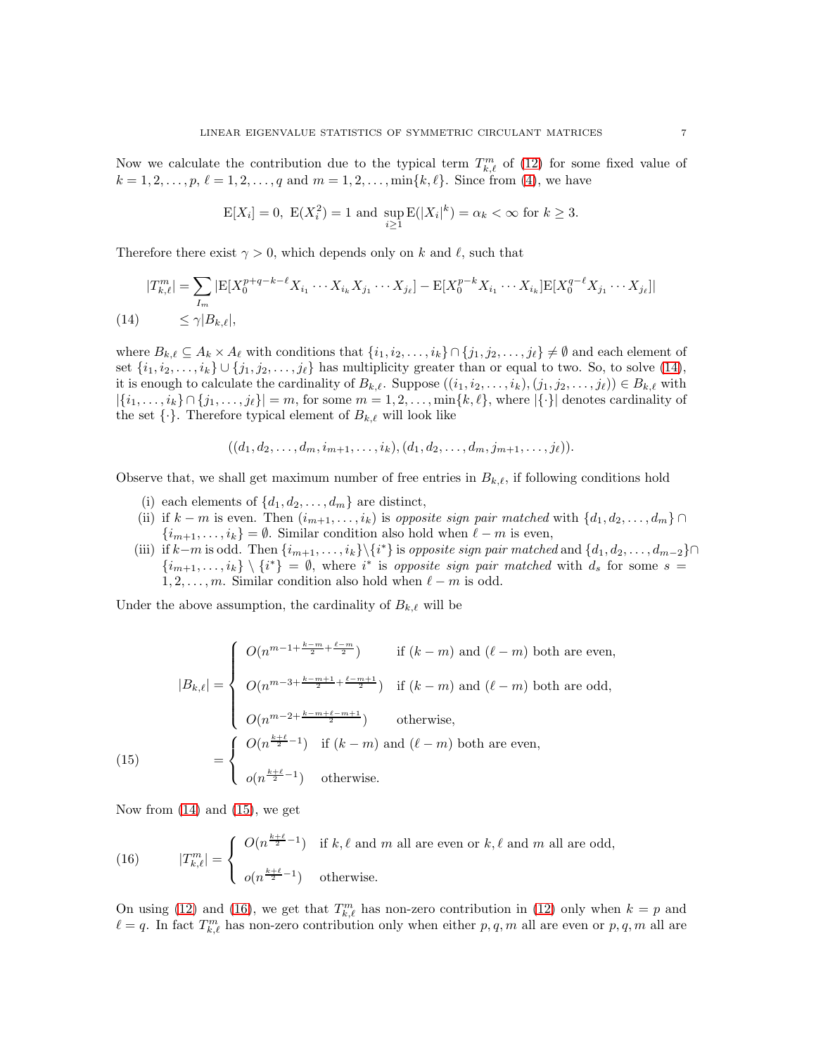Now we calculate the contribution due to the typical term $T^m_{k,\ell}$ of (12) for some fixed value of $k = 1, 2, \ldots, p$, $\ell = 1, 2, \ldots, q$ and $m = 1, 2, \ldots, \min\{k, \ell\}$. Since from (4), we have

$$\mathrm{E}[X_i] = 0, \ \mathrm{E}(X_i^2) = 1 \text{ and } \sup_{i \geq 1} \mathrm{E}(|X_i|^k) = \alpha_k < \infty \text{ for } k \geq 3.$$

Therefore there exist $\gamma > 0$, which depends only on $k$ and $\ell$, such that

$$
\begin{aligned}
|T^m_{k,\ell}| &= \sum_{I_m} |\mathrm{E}[X_0^{p+q-k-\ell} X_{i_1} \cdots X_{i_k} X_{j_1} \cdots X_{j_\ell}] - \mathrm{E}[X_0^{p-k} X_{i_1} \cdots X_{i_k}] \mathrm{E}[X_0^{q-\ell} X_{j_1} \cdots X_{j_\ell}]| \\
&\leq \gamma |B_{k,\ell}|, \qquad (14)
\end{aligned}
$$

where $B_{k,\ell} \subseteq A_k \times A_\ell$ with conditions that $\{i_1, i_2, \ldots, i_k\} \cap \{j_1, j_2, \ldots, j_\ell\} \neq \emptyset$ and each element of set $\{i_1, i_2, \ldots, i_k\} \cup \{j_1, j_2, \ldots, j_\ell\}$ has multiplicity greater than or equal to two. So, to solve (14), it is enough to calculate the cardinality of $B_{k,\ell}$. Suppose $((i_1, i_2, \ldots, i_k), (j_1, j_2, \ldots, j_\ell)) \in B_{k,\ell}$ with $|\{i_1, \ldots, i_k\} \cap \{j_1, \ldots, j_\ell\}| = m$, for some $m = 1, 2, \ldots, \min\{k, \ell\}$, where $|\{\cdot\}|$ denotes cardinality of the set $\{\cdot\}$. Therefore typical element of $B_{k,\ell}$ will look like

$$((d_1, d_2, \ldots, d_m, i_{m+1}, \ldots, i_k), (d_1, d_2, \ldots, d_m, j_{m+1}, \ldots, j_\ell)).$$

Observe that, we shall get maximum number of free entries in $B_{k,\ell}$, if following conditions hold

(i) each elements of $\{d_1, d_2, \ldots, d_m\}$ are distinct,

(ii) if $k - m$ is even. Then $(i_{m+1}, \ldots, i_k)$ is *opposite sign pair matched* with $\{d_1, d_2, \ldots, d_m\} \cap \{i_{m+1}, \ldots, i_k\} = \emptyset$. Similar condition also hold when $\ell - m$ is even,

(iii) if $k - m$ is odd. Then $\{i_{m+1}, \ldots, i_k\} \backslash \{i^*\}$ is *opposite sign pair matched* and $\{d_1, d_2, \ldots, d_{m-2}\} \cap \{i_{m+1}, \ldots, i_k\} \setminus \{i^*\} = \emptyset$, where $i^*$ is *opposite sign pair matched* with $d_s$ for some $s = 1, 2, \ldots, m$. Similar condition also hold when $\ell - m$ is odd.

Under the above assumption, the cardinality of $B_{k,\ell}$ will be

$$
\begin{aligned}
|B_{k,\ell}| &= \begin{cases} O(n^{m-1+\frac{k-m}{2}+\frac{\ell-m}{2}}) & \text{if } (k-m) \text{ and } (\ell-m) \text{ both are even,} \\ O(n^{m-3+\frac{k-m+1}{2}+\frac{\ell-m+1}{2}}) & \text{if } (k-m) \text{ and } (\ell-m) \text{ both are odd,} \\ O(n^{m-2+\frac{k-m+\ell-m+1}{2}}) & \text{otherwise,} \end{cases} \\
&= \begin{cases} O(n^{\frac{k+\ell}{2}-1}) & \text{if } (k-m) \text{ and } (\ell-m) \text{ both are even,} \\ o(n^{\frac{k+\ell}{2}-1}) & \text{otherwise.} \end{cases} \qquad (15)
\end{aligned}
$$

Now from (14) and (15), we get

$$
|T^m_{k,\ell}| = \begin{cases} O(n^{\frac{k+\ell}{2}-1}) & \text{if } k, \ell \text{ and } m \text{ all are even or } k, \ell \text{ and } m \text{ all are odd,} \\ o(n^{\frac{k+\ell}{2}-1}) & \text{otherwise.} \end{cases} \qquad (16)
$$

On using (12) and (16), we get that $T^m_{k,\ell}$ has non-zero contribution in (12) only when $k = p$ and $\ell = q$. In fact $T^m_{k,\ell}$ has non-zero contribution only when either $p, q, m$ all are even or $p, q, m$ all are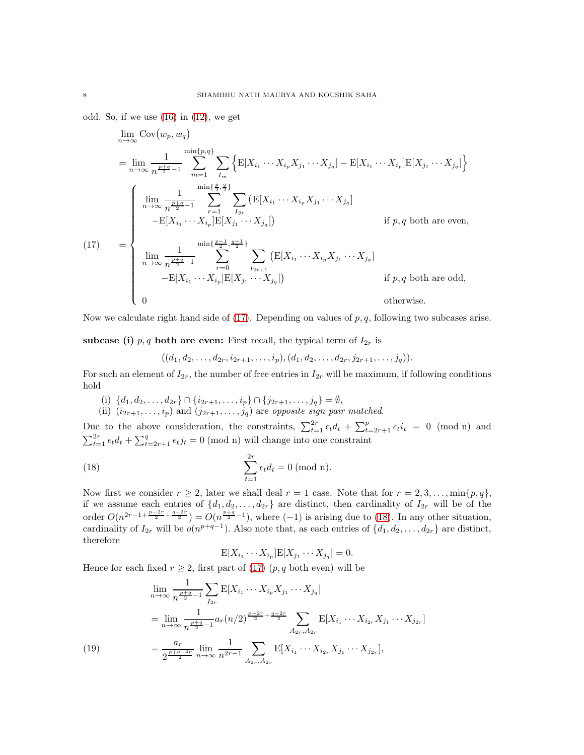odd. So, if we use (16) in (12), we get

$$
\begin{aligned}
&\lim_{n\to\infty} \operatorname{Cov}\big(w_p, w_q\big) \\
&= \lim_{n\to\infty} \frac{1}{n^{\frac{p+q}{2}-1}} \sum_{m=1}^{\min\{p,q\}} \sum_{I_m} \Big\{ \mathrm{E}[X_{i_1}\cdots X_{i_p} X_{j_1}\cdots X_{j_q}] - \mathrm{E}[X_{i_1}\cdots X_{i_p}]\mathrm{E}[X_{j_1}\cdots X_{j_q}] \Big\}
\end{aligned}
$$

$$
(17)\qquad = \begin{cases}
\displaystyle \lim_{n\to\infty} \frac{1}{n^{\frac{p+q}{2}-1}} \sum_{r=1}^{\min\{\frac{p}{2},\frac{q}{2}\}} \sum_{I_{2r}} \big( \mathrm{E}[X_{i_1}\cdots X_{i_p} X_{j_1}\cdots X_{j_q}] \\
\qquad - \mathrm{E}[X_{i_1}\cdots X_{i_p}]\mathrm{E}[X_{j_1}\cdots X_{j_q}]\big) & \text{if } p,q \text{ both are even,} \\[2ex]
\displaystyle \lim_{n\to\infty} \frac{1}{n^{\frac{p+q}{2}-1}} \sum_{r=0}^{\min\{\frac{p-1}{2},\frac{q-1}{2}\}} \sum_{I_{2r+1}} \big( \mathrm{E}[X_{i_1}\cdots X_{i_p} X_{j_1}\cdots X_{j_q}] \\
\qquad - \mathrm{E}[X_{i_1}\cdots X_{i_p}]\mathrm{E}[X_{j_1}\cdots X_{j_q}]\big) & \text{if } p,q \text{ both are odd,} \\[2ex]
0 & \text{otherwise.}
\end{cases}
$$

Now we calculate right hand side of (17). Depending on values of $p,q$, following two subcases arise.

**subcase (i)** $p,q$ **both are even:** First recall, the typical term of $I_{2r}$ is

$$((d_1, d_2, \ldots, d_{2r}, i_{2r+1}, \ldots, i_p), (d_1, d_2, \ldots, d_{2r}, j_{2r+1}, \ldots, j_q)).$$

For such an element of $I_{2r}$, the number of free entries in $I_{2r}$ will be maximum, if following conditions hold

(i) $\{d_1, d_2, \ldots, d_{2r}\} \cap \{i_{2r+1}, \ldots, i_p\} \cap \{j_{2r+1}, \ldots, j_q\} = \emptyset$,

(ii) $(i_{2r+1}, \ldots, i_p)$ and $(j_{2r+1}, \ldots, j_q)$ are *opposite sign pair matched*.

Due to the above consideration, the constraints, $\sum_{t=1}^{2r} \epsilon_t d_t + \sum_{t=2r+1}^{p} \epsilon_t i_t = 0 \pmod{n}$ and $\sum_{t=1}^{2r} \epsilon_t d_t + \sum_{t=2r+1}^{q} \epsilon_t j_t = 0 \pmod{n}$ will change into one constraint

$$\sum_{t=1}^{2r} \epsilon_t d_t = 0 \ (\text{mod n}). \tag{18}$$

Now first we consider $r \geq 2$, later we shall deal $r = 1$ case. Note that for $r = 2, 3, \ldots, \min\{p,q\}$, if we assume each entries of $\{d_1, d_2, \ldots, d_{2r}\}$ are distinct, then cardinality of $I_{2r}$ will be of the order $O(n^{2r-1+\frac{p-2r}{2}+\frac{q-2r}{2}}) = O(n^{\frac{p+q}{2}-1})$, where $(-1)$ is arising due to (18). In any other situation, cardinality of $I_{2r}$ will be $o(n^{p+q-1})$. Also note that, as each entries of $\{d_1, d_2, \ldots, d_{2r}\}$ are distinct, therefore

$$\mathrm{E}[X_{i_1}\cdots X_{i_p}]\mathrm{E}[X_{j_1}\cdots X_{j_q}] = 0.$$

Hence for each fixed $r \geq 2$, first part of (17) ($p,q$ both even) will be

$$
\begin{aligned}
&\lim_{n\to\infty} \frac{1}{n^{\frac{p+q}{2}-1}} \sum_{I_{2r}} \mathrm{E}[X_{i_1}\cdots X_{i_p} X_{j_1}\cdots X_{j_q}] \\
&= \lim_{n\to\infty} \frac{1}{n^{\frac{p+q}{2}-1}} a_r (n/2)^{\frac{p-2r}{2}+\frac{q-2r}{2}} \sum_{A_{2r}, A_{2r}} \mathrm{E}[X_{i_1}\cdots X_{i_{2r}} X_{j_1}\cdots X_{j_{2r}}] \\
&= \frac{a_r}{2^{\frac{p+q-4r}{2}}} \lim_{n\to\infty} \frac{1}{n^{2r-1}} \sum_{A_{2r}, A_{2r}} \mathrm{E}[X_{i_1}\cdots X_{i_{2r}} X_{j_1}\cdots X_{j_{2r}}],
\end{aligned} \tag{19}
$$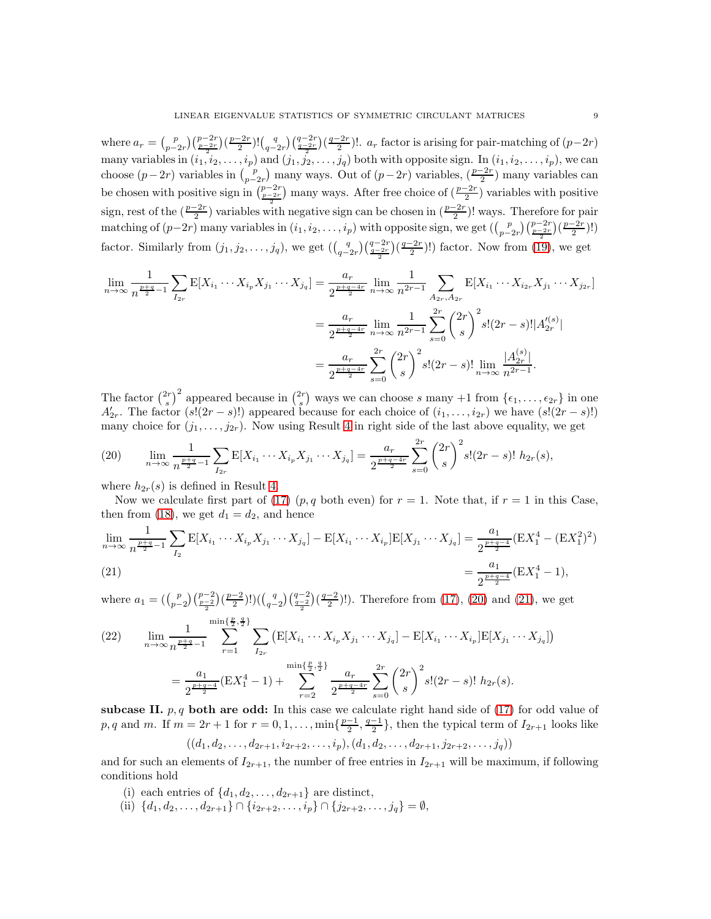where $a_r = \binom{p}{p-2r}\binom{p-2r}{\frac{p-2r}{2}}(\frac{p-2r}{2})!\binom{q}{q-2r}\binom{q-2r}{\frac{q-2r}{2}}(\frac{q-2r}{2})!$. $a_r$ factor is arising for pair-matching of $(p-2r)$ many variables in $(i_1, i_2, \ldots, i_p)$ and $(j_1, j_2, \ldots, j_q)$ both with opposite sign. In $(i_1, i_2, \ldots, i_p)$, we can choose $(p-2r)$ variables in $\binom{p}{p-2r}$ many ways. Out of $(p-2r)$ variables, $(\frac{p-2r}{2})$ many variables can be chosen with positive sign in $\binom{p-2r}{\frac{p-2r}{2}}$ many ways. After free choice of $(\frac{p-2r}{2})$ variables with positive sign, rest of the $(\frac{p-2r}{2})$ variables with negative sign can be chosen in $(\frac{p-2r}{2})!$ ways. Therefore for pair matching of $(p-2r)$ many variables in $(i_1, i_2, \ldots, i_p)$ with opposite sign, we get $(\binom{p}{p-2r}\binom{p-2r}{\frac{p-2r}{2}}(\frac{p-2r}{2})!)$ factor. Similarly from $(j_1, j_2, \ldots, j_q)$, we get $(\binom{q}{q-2r}\binom{q-2r}{\frac{q-2r}{2}}(\frac{q-2r}{2})!)$ factor. Now from (19), we get

$$
\begin{aligned}
\lim_{n\to\infty} \frac{1}{n^{\frac{p+q}{2}-1}} \sum_{I_{2r}} \mathrm{E}[X_{i_1}\cdots X_{i_p} X_{j_1}\cdots X_{j_q}] &= \frac{a_r}{2^{\frac{p+q-4r}{2}}} \lim_{n\to\infty} \frac{1}{n^{2r-1}} \sum_{A_{2r}, A_{2r}} \mathrm{E}[X_{i_1}\cdots X_{i_{2r}} X_{j_1}\cdots X_{j_{2r}}] \\
&= \frac{a_r}{2^{\frac{p+q-4r}{2}}} \lim_{n\to\infty} \frac{1}{n^{2r-1}} \sum_{s=0}^{2r} \binom{2r}{s}^2 s!(2r-s)! |A_{2r}^{\prime(s)}| \\
&= \frac{a_r}{2^{\frac{p+q-4r}{2}}} \sum_{s=0}^{2r} \binom{2r}{s}^2 s!(2r-s)! \lim_{n\to\infty} \frac{|A_{2r}^{(s)}|}{n^{2r-1}}.
\end{aligned}
$$

The factor $\binom{2r}{s}^2$ appeared because in $\binom{2r}{s}$ ways we can choose $s$ many $+1$ from $\{\epsilon_1, \ldots, \epsilon_{2r}\}$ in one $A'_{2r}$. The factor $(s!(2r-s)!)$ appeared because for each choice of $(i_1, \ldots, i_{2r})$ we have $(s!(2r-s)!)$ many choice for $(j_1, \ldots, j_{2r})$. Now using Result 4 in right side of the last above equality, we get

$$
(20) \qquad \lim_{n\to\infty} \frac{1}{n^{\frac{p+q}{2}-1}} \sum_{I_{2r}} \mathrm{E}[X_{i_1}\cdots X_{i_p} X_{j_1}\cdots X_{j_q}] = \frac{a_r}{2^{\frac{p+q-4r}{2}}} \sum_{s=0}^{2r} \binom{2r}{s}^2 s!(2r-s)!\; h_{2r}(s),
$$

where $h_{2r}(s)$ is defined in Result 4.

Now we calculate first part of (17) ($p, q$ both even) for $r = 1$. Note that, if $r = 1$ in this Case, then from (18), we get $d_1 = d_2$, and hence

$$
\begin{aligned}
\lim_{n\to\infty} \frac{1}{n^{\frac{p+q}{2}-1}} \sum_{I_2} \mathrm{E}[X_{i_1}\cdots X_{i_p} X_{j_1}\cdots X_{j_q}] - \mathrm{E}[X_{i_1}\cdots X_{i_p}]\mathrm{E}[X_{j_1}\cdots X_{j_q}] &= \frac{a_1}{2^{\frac{p+q-4}{2}}}(\mathrm{E}X_1^4 - (\mathrm{E}X_1^2)^2) \\
&= \frac{a_1}{2^{\frac{p+q-4}{2}}}(\mathrm{E}X_1^4 - 1), \qquad (21)
\end{aligned}
$$

where $a_1 = (\binom{p}{p-2}\binom{p-2}{\frac{p-2}{2}}(\frac{p-2}{2})!)(\binom{q}{q-2}\binom{q-2}{\frac{q-2}{2}}(\frac{q-2}{2})!)$. Therefore from (17), (20) and (21), we get

$$
\begin{aligned}
(22) \qquad & \lim_{n\to\infty} \frac{1}{n^{\frac{p+q}{2}-1}} \sum_{r=1}^{\min\{\frac{p}{2},\frac{q}{2}\}} \sum_{I_{2r}} \left(\mathrm{E}[X_{i_1}\cdots X_{i_p} X_{j_1}\cdots X_{j_q}] - \mathrm{E}[X_{i_1}\cdots X_{i_p}]\mathrm{E}[X_{j_1}\cdots X_{j_q}]\right) \\
&= \frac{a_1}{2^{\frac{p+q-4}{2}}}(\mathrm{E}X_1^4 - 1) + \sum_{r=2}^{\min\{\frac{p}{2},\frac{q}{2}\}} \frac{a_r}{2^{\frac{p+q-4r}{2}}} \sum_{s=0}^{2r} \binom{2r}{s}^2 s!(2r-s)!\; h_{2r}(s).
\end{aligned}
$$

**subcase II. $p, q$ both are odd:** In this case we calculate right hand side of (17) for odd value of $p, q$ and $m$. If $m = 2r+1$ for $r = 0, 1, \ldots, \min\{\frac{p-1}{2}, \frac{q-1}{2}\}$, then the typical term of $I_{2r+1}$ looks like

$$
((d_1, d_2, \ldots, d_{2r+1}, i_{2r+2}, \ldots, i_p), (d_1, d_2, \ldots, d_{2r+1}, j_{2r+2}, \ldots, j_q))
$$

and for such an elements of $I_{2r+1}$, the number of free entries in $I_{2r+1}$ will be maximum, if following conditions hold

(i) each entries of $\{d_1, d_2, \ldots, d_{2r+1}\}$ are distinct,

(ii) $\{d_1, d_2, \ldots, d_{2r+1}\} \cap \{i_{2r+2}, \ldots, i_p\} \cap \{j_{2r+2}, \ldots, j_q\} = \emptyset$,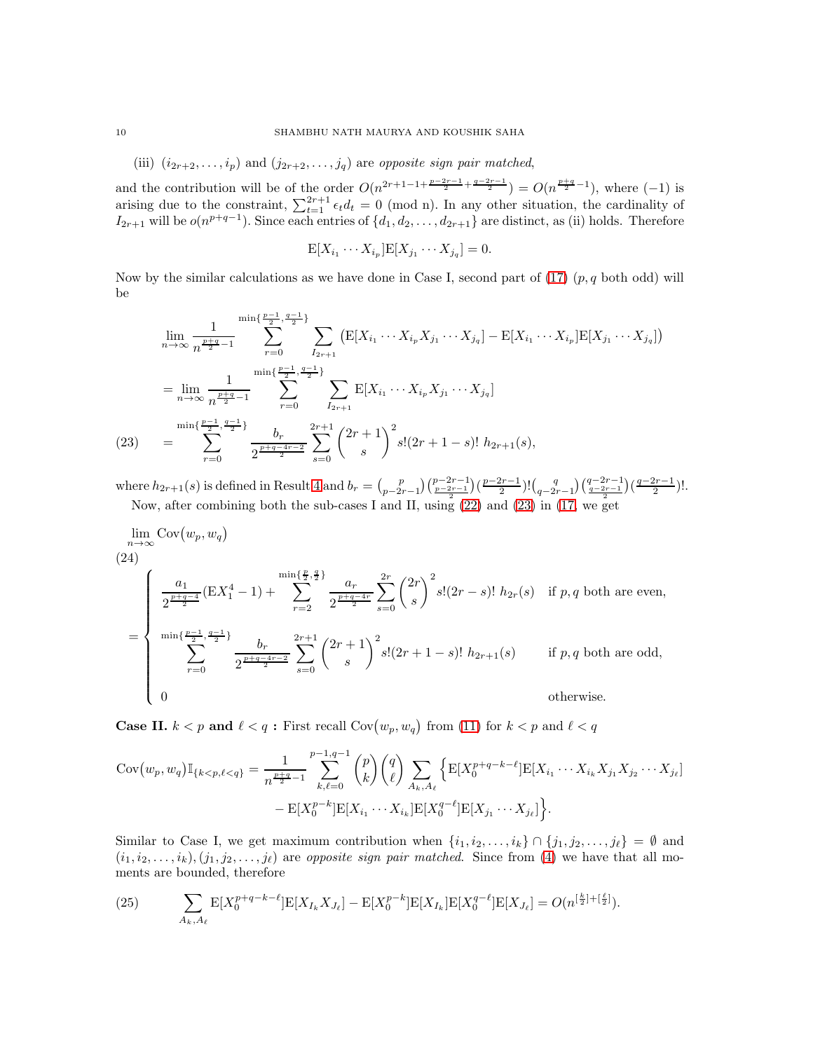(iii) $(i_{2r+2}, \ldots, i_p)$ and $(j_{2r+2}, \ldots, j_q)$ are *opposite sign pair matched*,

and the contribution will be of the order $O(n^{2r+1-1+\frac{p-2r-1}{2}+\frac{q-2r-1}{2}}) = O(n^{\frac{p+q}{2}-1})$, where $(-1)$ is arising due to the constraint, $\sum_{t=1}^{2r+1} \epsilon_t d_t = 0 \pmod{n}$. In any other situation, the cardinality of $I_{2r+1}$ will be $o(n^{p+q-1})$. Since each entries of $\{d_1, d_2, \ldots, d_{2r+1}\}$ are distinct, as (ii) holds. Therefore

$$\mathrm{E}[X_{i_1} \cdots X_{i_p}]\mathrm{E}[X_{j_1} \cdots X_{j_q}] = 0.$$

Now by the similar calculations as we have done in Case I, second part of (17) ($p, q$ both odd) will be

$$\begin{aligned}
&\lim_{n\to\infty} \frac{1}{n^{\frac{p+q}{2}-1}} \sum_{r=0}^{\min\{\frac{p-1}{2},\frac{q-1}{2}\}} \sum_{I_{2r+1}} \big(\mathrm{E}[X_{i_1} \cdots X_{i_p} X_{j_1} \cdots X_{j_q}] - \mathrm{E}[X_{i_1} \cdots X_{i_p}]\mathrm{E}[X_{j_1} \cdots X_{j_q}]\big) \\
&= \lim_{n\to\infty} \frac{1}{n^{\frac{p+q}{2}-1}} \sum_{r=0}^{\min\{\frac{p-1}{2},\frac{q-1}{2}\}} \sum_{I_{2r+1}} \mathrm{E}[X_{i_1} \cdots X_{i_p} X_{j_1} \cdots X_{j_q}] \\
&= \sum_{r=0}^{\min\{\frac{p-1}{2},\frac{q-1}{2}\}} \frac{b_r}{2^{\frac{p+q-4r-2}{2}}} \sum_{s=0}^{2r+1} \binom{2r+1}{s}^2 s!(2r+1-s)!\ h_{2r+1}(s), \qquad (23)
\end{aligned}$$

where $h_{2r+1}(s)$ is defined in Result 4 and $b_r = \binom{p}{p-2r-1}\binom{p-2r-1}{\frac{p-2r-1}{2}}(\frac{p-2r-1}{2})!\binom{q}{q-2r-1}\binom{q-2r-1}{\frac{q-2r-1}{2}}(\frac{q-2r-1}{2})!$.

Now, after combining both the sub-cases I and II, using (22) and (23) in (17, we get

$$\lim_{n\to\infty} \mathrm{Cov}\big(w_p, w_q\big) \qquad (24)$$

$$= \begin{cases} \dfrac{a_1}{2^{\frac{p+q-4}{2}}}(\mathrm{E}X_1^4 - 1) + \displaystyle\sum_{r=2}^{\min\{\frac{p}{2},\frac{q}{2}\}} \frac{a_r}{2^{\frac{p+q-4r}{2}}} \sum_{s=0}^{2r} \binom{2r}{s}^2 s!(2r-s)!\ h_{2r}(s) & \text{if } p, q \text{ both are even,} \\ \displaystyle\sum_{r=0}^{\min\{\frac{p-1}{2},\frac{q-1}{2}\}} \frac{b_r}{2^{\frac{p+q-4r-2}{2}}} \sum_{s=0}^{2r+1} \binom{2r+1}{s}^2 s!(2r+1-s)!\ h_{2r+1}(s) & \text{if } p, q \text{ both are odd,} \\ 0 & \text{otherwise.} \end{cases}$$

**Case II. $k < p$ and $\ell < q$ :** First recall $\mathrm{Cov}\big(w_p, w_q\big)$ from (11) for $k < p$ and $\ell < q$

$$\begin{aligned}
\mathrm{Cov}\big(w_p, w_q\big)\mathbb{I}_{\{k<p,\ell<q\}} = \frac{1}{n^{\frac{p+q}{2}-1}} \sum_{k,\ell=0}^{p-1,q-1} \binom{p}{k}\binom{q}{\ell} \sum_{A_k, A_\ell} \Big\{ &\mathrm{E}[X_0^{p+q-k-\ell}]\mathrm{E}[X_{i_1} \cdots X_{i_k} X_{j_1} X_{j_2} \cdots X_{j_\ell}] \\
&- \mathrm{E}[X_0^{p-k}]\mathrm{E}[X_{i_1} \cdots X_{i_k}]\mathrm{E}[X_0^{q-\ell}]\mathrm{E}[X_{j_1} \cdots X_{j_\ell}]\Big\}.
\end{aligned}$$

Similar to Case I, we get maximum contribution when $\{i_1, i_2, \ldots, i_k\} \cap \{j_1, j_2, \ldots, j_\ell\} = \emptyset$ and $(i_1, i_2, \ldots, i_k), (j_1, j_2, \ldots, j_\ell)$ are *opposite sign pair matched*. Since from (4) we have that all moments are bounded, therefore

$$\sum_{A_k, A_\ell} \mathrm{E}[X_0^{p+q-k-\ell}]\mathrm{E}[X_{I_k} X_{J_\ell}] - \mathrm{E}[X_0^{p-k}]\mathrm{E}[X_{I_k}]\mathrm{E}[X_0^{q-\ell}]\mathrm{E}[X_{J_\ell}] = O(n^{[\frac{k}{2}]+[\frac{\ell}{2}]}). \qquad (25)$$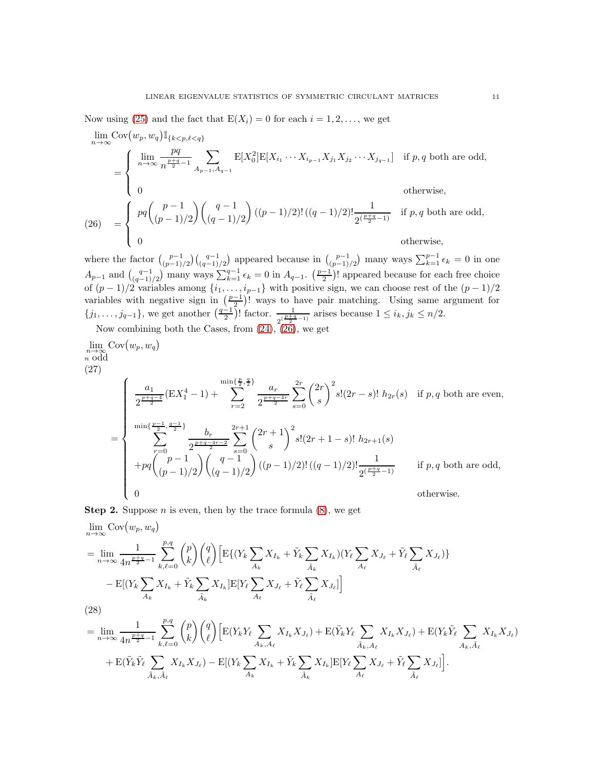Now using (25) and the fact that $\mathrm{E}(X_i) = 0$ for each $i = 1, 2, \ldots$, we get

$$
\begin{aligned}
&\lim_{n\to\infty} \mathrm{Cov}\big(w_p, w_q\big)\mathbb{I}_{\{k<p,\ell<q\}} \\
&= \begin{cases} \displaystyle\lim_{n\to\infty} \frac{pq}{n^{\frac{p+q}{2}-1}} \sum_{A_{p-1},A_{q-1}} \mathrm{E}[X_0^2]\mathrm{E}[X_{i_1}\cdots X_{i_{p-1}}X_{j_1}X_{j_2}\cdots X_{j_{q-1}}] & \text{if } p,q \text{ both are odd,} \\[2ex] 0 & \text{otherwise,} \end{cases}
\end{aligned}
$$

$$
= \begin{cases} pq\displaystyle\binom{p-1}{(p-1)/2}\binom{q-1}{(q-1)/2}((p-1)/2)!\,((q-1)/2)!\frac{1}{2^{(\frac{p+q}{2}-1)}} & \text{if } p,q \text{ both are odd,} \\[2ex] 0 & \text{otherwise,} \end{cases} \tag{26}
$$

where the factor $\binom{p-1}{(p-1)/2}\binom{q-1}{(q-1)/2}$ appeared because in $\binom{p-1}{(p-1)/2}$ many ways $\sum_{k=1}^{p-1}\epsilon_k = 0$ in one $A_{p-1}$ and $\binom{q-1}{(q-1)/2}$ many ways $\sum_{k=1}^{q-1}\epsilon_k = 0$ in $A_{q-1}$. $(\frac{p-1}{2})!$ appeared because for each free choice of $(p-1)/2$ variables among $\{i_1, \ldots, i_{p-1}\}$ with positive sign, we can choose rest of the $(p-1)/2$ variables with negative sign in $(\frac{p-1}{2})!$ ways to have pair matching. Using same argument for $\{j_1, \ldots, j_{q-1}\}$, we get another $(\frac{q-1}{2})!$ factor. $\frac{1}{2^{(\frac{p+q}{2}-1)}}$ arises because $1 \le i_k, j_k \le n/2$.

Now combining both the Cases, from (24), (26), we get

$$
\lim_{\substack{n\to\infty \\ n \text{ odd}}} \mathrm{Cov}\big(w_p, w_q\big)
$$

$$
= \begin{cases} \displaystyle\frac{a_1}{2^{\frac{p+q-4}{2}}}(\mathrm{E}X_1^4 - 1) + \sum_{r=2}^{\min\{\frac{p}{2},\frac{q}{2}\}} \frac{a_r}{2^{\frac{p+q-4r}{2}}} \sum_{s=0}^{2r}\binom{2r}{s}^2 s!(2r-s)!\; h_{2r}(s) & \text{if } p,q \text{ both are even,} \\[3ex] \displaystyle\sum_{r=0}^{\min\{\frac{p-1}{2},\frac{q-1}{2}\}} \frac{b_r}{2^{\frac{p+q-4r-2}{2}}} \sum_{s=0}^{2r+1}\binom{2r+1}{s}^2 s!(2r+1-s)!\; h_{2r+1}(s) & \\ \displaystyle\quad + pq\binom{p-1}{(p-1)/2}\binom{q-1}{(q-1)/2}((p-1)/2)!\,((q-1)/2)!\frac{1}{2^{(\frac{p+q}{2}-1)}} & \text{if } p,q \text{ both are odd,} \\[3ex] 0 & \text{otherwise.} \end{cases} \tag{27}
$$

**Step 2.** Suppose $n$ is even, then by the trace formula (8), we get

$$
\begin{aligned}
&\lim_{n\to\infty} \mathrm{Cov}\big(w_p, w_q\big) \\
&= \lim_{n\to\infty} \frac{1}{4n^{\frac{p+q}{2}-1}} \sum_{k,\ell=0}^{p,q}\binom{p}{k}\binom{q}{\ell}\Big[\mathrm{E}\{(Y_k\sum_{A_k}X_{I_k} + \tilde{Y}_k\sum_{\tilde{A}_k}X_{I_k})(Y_\ell\sum_{A_\ell}X_{J_\ell} + \tilde{Y}_\ell\sum_{\tilde{A}_\ell}X_{J_\ell})\} \\
&\qquad - \mathrm{E}[(Y_k\sum_{A_k}X_{I_k} + \tilde{Y}_k\sum_{\tilde{A}_k}X_{I_k}]\mathrm{E}[Y_\ell\sum_{A_\ell}X_{J_\ell} + \tilde{Y}_\ell\sum_{\tilde{A}_\ell}X_{J_\ell}]\Big]
\end{aligned}
$$

$$
\begin{aligned}
&= \lim_{n\to\infty} \frac{1}{4n^{\frac{p+q}{2}-1}} \sum_{k,\ell=0}^{p,q}\binom{p}{k}\binom{q}{\ell}\Big[\mathrm{E}(Y_kY_\ell\sum_{A_k,A_\ell}X_{I_k}X_{J_\ell}) + \mathrm{E}(\tilde{Y}_kY_\ell\sum_{\tilde{A}_k,A_\ell}X_{I_k}X_{J_\ell}) + \mathrm{E}(Y_k\tilde{Y}_\ell\sum_{A_k,\tilde{A}_\ell}X_{I_k}X_{J_\ell}) \\
&\qquad + \mathrm{E}(\tilde{Y}_k\tilde{Y}_\ell\sum_{\tilde{A}_k,\tilde{A}_\ell}X_{I_k}X_{J_\ell}) - \mathrm{E}[(Y_k\sum_{A_k}X_{I_k} + \tilde{Y}_k\sum_{\tilde{A}_k}X_{I_k}]\mathrm{E}[Y_\ell\sum_{A_\ell}X_{J_\ell} + \tilde{Y}_\ell\sum_{\tilde{A}_\ell}X_{J_\ell}]\Big].
\end{aligned} \tag{28}
$$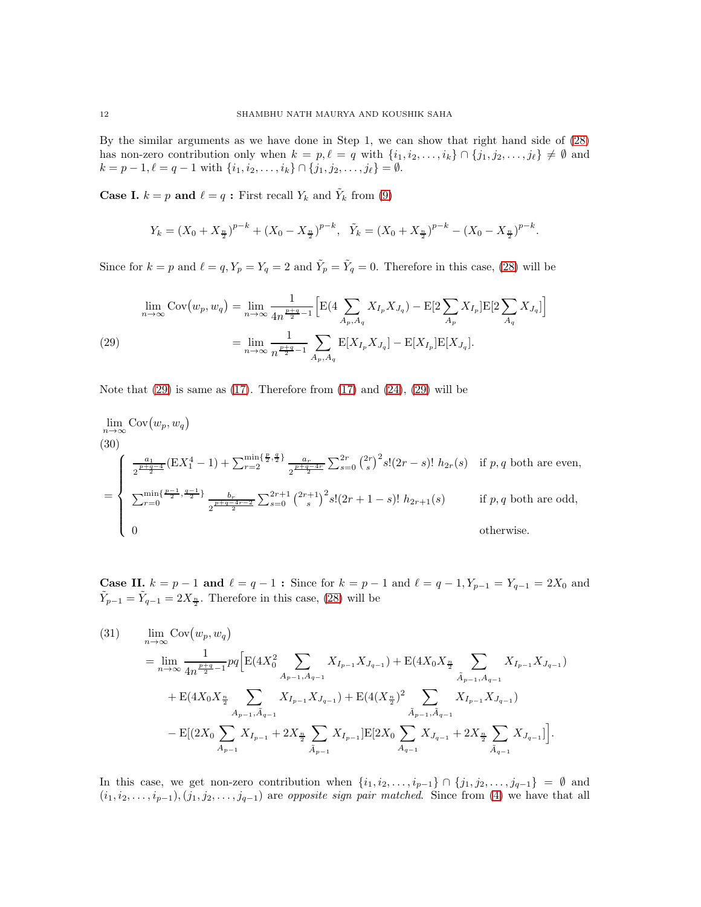By the similar arguments as we have done in Step 1, we can show that right hand side of (28) has non-zero contribution only when $k = p, \ell = q$ with $\{i_1, i_2, \ldots, i_k\} \cap \{j_1, j_2, \ldots, j_\ell\} \neq \emptyset$ and $k = p-1, \ell = q-1$ with $\{i_1, i_2, \ldots, i_k\} \cap \{j_1, j_2, \ldots, j_\ell\} = \emptyset$.

**Case I.** $k = p$ **and** $\ell = q$ **:** First recall $Y_k$ and $\tilde{Y}_k$ from (9)

$$Y_k = (X_0 + X_{\frac{n}{2}})^{p-k} + (X_0 - X_{\frac{n}{2}})^{p-k}, \quad \tilde{Y}_k = (X_0 + X_{\frac{n}{2}})^{p-k} - (X_0 - X_{\frac{n}{2}})^{p-k}.$$

Since for $k = p$ and $\ell = q, Y_p = Y_q = 2$ and $\tilde{Y}_p = \tilde{Y}_q = 0$. Therefore in this case, (28) will be

$$\begin{aligned}
\lim_{n\to\infty} \operatorname{Cov}\big(w_p, w_q\big) &= \lim_{n\to\infty} \frac{1}{4n^{\frac{p+q}{2}-1}} \Big[\mathrm{E}(4\sum_{A_p,A_q} X_{I_p}X_{J_q}) - \mathrm{E}[2\sum_{A_p} X_{I_p}]\mathrm{E}[2\sum_{A_q} X_{J_q}]\Big] \\
&= \lim_{n\to\infty} \frac{1}{n^{\frac{p+q}{2}-1}} \sum_{A_p,A_q} \mathrm{E}[X_{I_p}X_{J_q}] - \mathrm{E}[X_{I_p}]\mathrm{E}[X_{J_q}]. \qquad (29)
\end{aligned}$$

Note that (29) is same as (17). Therefore from (17) and (24), (29) will be

$$\lim_{n\to\infty} \operatorname{Cov}\big(w_p, w_q\big) \tag{30}$$

$$= \begin{cases} \frac{a_1}{2^{\frac{p+q-4}{2}}}(\mathrm{E}X_1^4 - 1) + \sum_{r=2}^{\min\{\frac{p}{2},\frac{q}{2}\}} \frac{a_r}{2^{\frac{p+q-4r}{2}}} \sum_{s=0}^{2r} \binom{2r}{s}^2 s!(2r-s)!\ h_{2r}(s) & \text{if } p, q \text{ both are even,} \\[2ex] \sum_{r=0}^{\min\{\frac{p-1}{2},\frac{q-1}{2}\}} \frac{b_r}{2^{\frac{p+q-4r-2}{2}}} \sum_{s=0}^{2r+1} \binom{2r+1}{s}^2 s!(2r+1-s)!\ h_{2r+1}(s) & \text{if } p, q \text{ both are odd,} \\[2ex] 0 & \text{otherwise.} \end{cases}$$

**Case II.** $k = p-1$ **and** $\ell = q-1$ **:** Since for $k = p-1$ and $\ell = q-1, Y_{p-1} = Y_{q-1} = 2X_0$ and $\tilde{Y}_{p-1} = \tilde{Y}_{q-1} = 2X_{\frac{n}{2}}$. Therefore in this case, (28) will be

$$\begin{aligned}
&\lim_{n\to\infty} \operatorname{Cov}\big(w_p, w_q\big) \qquad (31) \\
&= \lim_{n\to\infty} \frac{1}{4n^{\frac{p+q}{2}-1}} pq \Big[\mathrm{E}(4X_0^2 \sum_{A_{p-1},A_{q-1}} X_{I_{p-1}}X_{J_{q-1}}) + \mathrm{E}(4X_0X_{\frac{n}{2}} \sum_{\tilde{A}_{p-1},A_{q-1}} X_{I_{p-1}}X_{J_{q-1}}) \\
&\quad + \mathrm{E}(4X_0X_{\frac{n}{2}} \sum_{A_{p-1},\tilde{A}_{q-1}} X_{I_{p-1}}X_{J_{q-1}}) + \mathrm{E}(4(X_{\frac{n}{2}})^2 \sum_{\tilde{A}_{p-1},\tilde{A}_{q-1}} X_{I_{p-1}}X_{J_{q-1}}) \\
&\quad - \mathrm{E}[(2X_0 \sum_{A_{p-1}} X_{I_{p-1}} + 2X_{\frac{n}{2}} \sum_{\tilde{A}_{p-1}} X_{I_{p-1}}]\mathrm{E}[2X_0 \sum_{A_{q-1}} X_{J_{q-1}} + 2X_{\frac{n}{2}} \sum_{\tilde{A}_{q-1}} X_{J_{q-1}}]\Big].
\end{aligned}$$

In this case, we get non-zero contribution when $\{i_1, i_2, \ldots, i_{p-1}\} \cap \{j_1, j_2, \ldots, j_{q-1}\} = \emptyset$ and $(i_1, i_2, \ldots, i_{p-1}), (j_1, j_2, \ldots, j_{q-1})$ are *opposite sign pair matched*. Since from (4) we have that all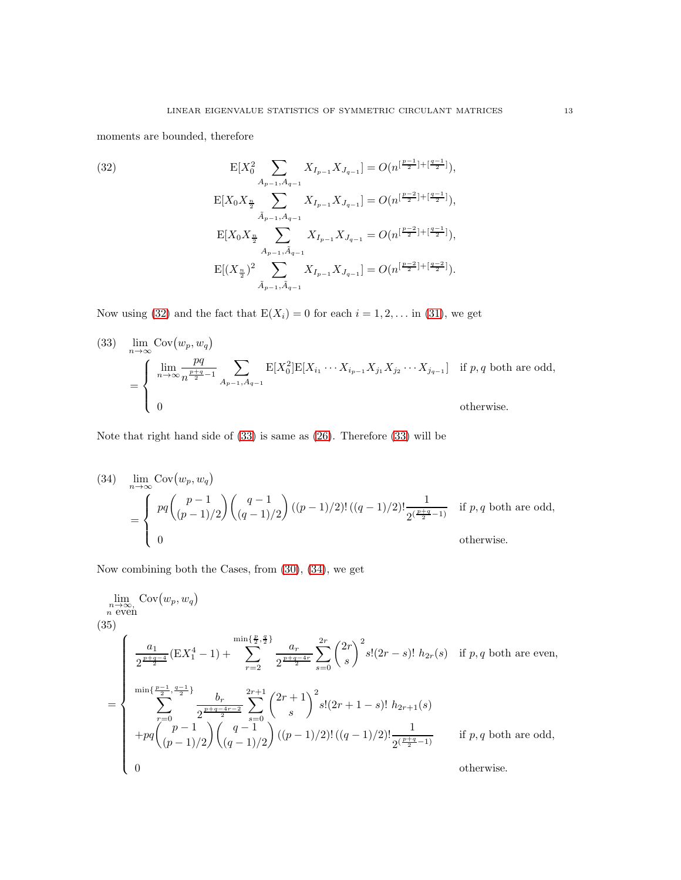moments are bounded, therefore

$$
\begin{aligned}
\mathrm{E}[X_0^2 \sum_{A_{p-1},A_{q-1}} X_{I_{p-1}} X_{J_{q-1}}] &= O(n^{[\frac{p-1}{2}]+[\frac{q-1}{2}]}), \\
\mathrm{E}[X_0 X_{\frac{n}{2}} \sum_{\tilde{A}_{p-1},A_{q-1}} X_{I_{p-1}} X_{J_{q-1}}] &= O(n^{[\frac{p-2}{2}]+[\frac{q-1}{2}]}), \\
\mathrm{E}[X_0 X_{\frac{n}{2}} \sum_{A_{p-1},\tilde{A}_{q-1}} X_{I_{p-1}} X_{J_{q-1}}] &= O(n^{[\frac{p-2}{2}]+[\frac{q-1}{2}]}), \\
\mathrm{E}[(X_{\frac{n}{2}})^2 \sum_{\tilde{A}_{p-1},\tilde{A}_{q-1}} X_{I_{p-1}} X_{J_{q-1}}] &= O(n^{[\frac{p-2}{2}]+[\frac{q-2}{2}]}).
\end{aligned}
\tag{32}
$$

Now using (32) and the fact that $\mathrm{E}(X_i) = 0$ for each $i = 1, 2, \dots$ in (31), we get

$$
\lim_{n\to\infty} \mathrm{Cov}\big(w_p, w_q\big)
= \begin{cases} \displaystyle \lim_{n\to\infty} \frac{pq}{n^{\frac{p+q}{2}-1}} \sum_{A_{p-1},A_{q-1}} \mathrm{E}[X_0^2]\mathrm{E}[X_{i_1} \cdots X_{i_{p-1}} X_{j_1} X_{j_2} \cdots X_{j_{q-1}}] & \text{if } p, q \text{ both are odd,} \\ 0 & \text{otherwise.} \end{cases}
\tag{33}
$$

Note that right hand side of (33) is same as (26). Therefore (33) will be

$$
\lim_{n\to\infty} \mathrm{Cov}\big(w_p, w_q\big)
= \begin{cases} \displaystyle pq \binom{p-1}{(p-1)/2} \binom{q-1}{(q-1)/2} ((p-1)/2)!\,((q-1)/2)! \frac{1}{2^{(\frac{p+q}{2}-1)}} & \text{if } p, q \text{ both are odd,} \\ 0 & \text{otherwise.} \end{cases}
\tag{34}
$$

Now combining both the Cases, from (30), (34), we get

$$
\lim_{\substack{n\to\infty, \\ n \text{ even}}} \mathrm{Cov}\big(w_p, w_q\big)
= \begin{cases} \displaystyle \frac{a_1}{2^{\frac{p+q-4}{2}}}(\mathrm{E}X_1^4 - 1) + \sum_{r=2}^{\min\{\frac{p}{2},\frac{q}{2}\}} \frac{a_r}{2^{\frac{p+q-4r}{2}}} \sum_{s=0}^{2r} \binom{2r}{s}^2 s!(2r-s)!\ h_{2r}(s) & \text{if } p, q \text{ both are even,} \\ \displaystyle \sum_{r=0}^{\min\{\frac{p-1}{2},\frac{q-1}{2}\}} \frac{b_r}{2^{\frac{p+q-4r-2}{2}}} \sum_{s=0}^{2r+1} \binom{2r+1}{s}^2 s!(2r+1-s)!\ h_{2r+1}(s) & \\ \displaystyle + pq \binom{p-1}{(p-1)/2} \binom{q-1}{(q-1)/2} ((p-1)/2)!\,((q-1)/2)! \frac{1}{2^{(\frac{p+q}{2}-1)}} & \text{if } p, q \text{ both are odd,} \\ 0 & \text{otherwise.} \end{cases}
\tag{35}
$$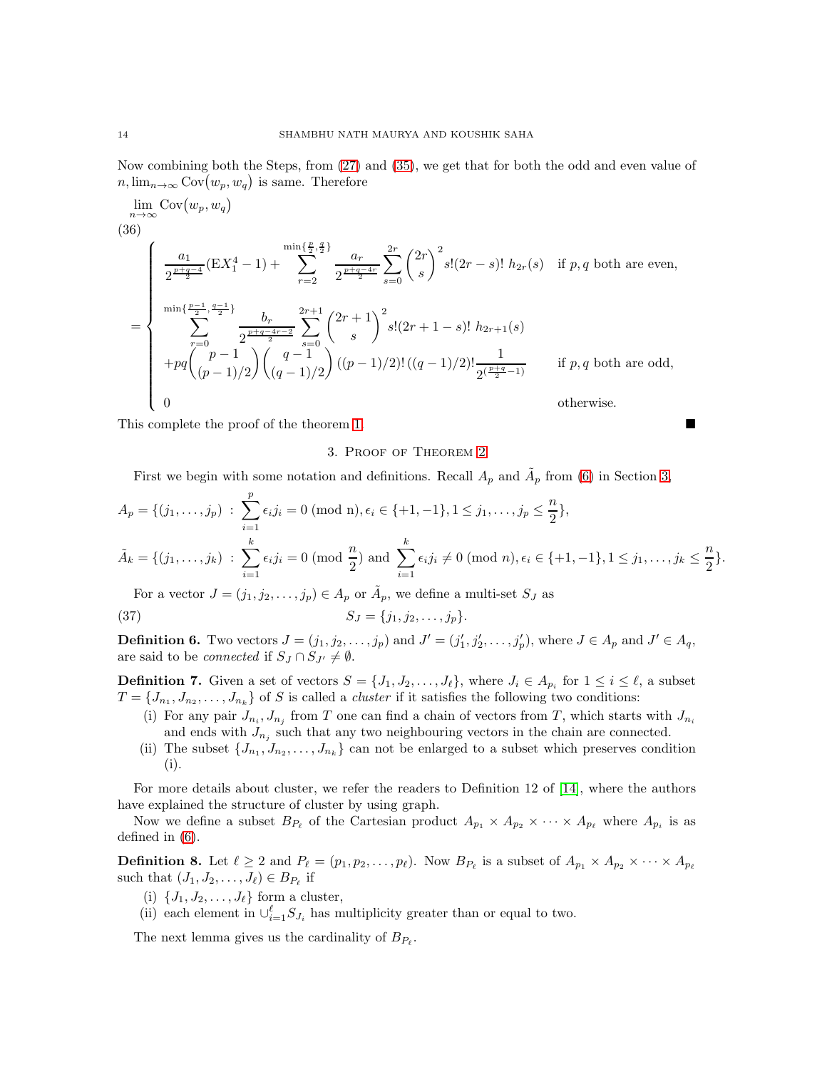Now combining both the Steps, from (27) and (35), we get that for both the odd and even value of $n, \lim_{n\to\infty} \text{Cov}(w_p, w_q)$ is same. Therefore

$$
\lim_{n\to\infty} \text{Cov}(w_p, w_q) \tag{36}
$$

$$
= \begin{cases} \dfrac{a_1}{2^{\frac{p+q-4}{2}}}(\mathrm{E}X_1^4 - 1) + \displaystyle\sum_{r=2}^{\min\{\frac{p}{2},\frac{q}{2}\}} \frac{a_r}{2^{\frac{p+q-4r}{2}}} \sum_{s=0}^{2r} \binom{2r}{s}^2 s!(2r-s)!\ h_{2r}(s) & \text{if } p, q \text{ both are even,} \\[2ex] \displaystyle\sum_{r=0}^{\min\{\frac{p-1}{2},\frac{q-1}{2}\}} \frac{b_r}{2^{\frac{p+q-4r-2}{2}}} \sum_{s=0}^{2r+1} \binom{2r+1}{s}^2 s!(2r+1-s)!\ h_{2r+1}(s) & \\ +pq\dbinom{p-1}{(p-1)/2}\dbinom{q-1}{(q-1)/2}((p-1)/2)!\,((q-1)/2)!\dfrac{1}{2^{(\frac{p+q}{2}-1)}} & \text{if } p, q \text{ both are odd,} \\[2ex] 0 & \text{otherwise.} \end{cases}
$$

This complete the proof of the theorem 1. ■

## 3. Proof of Theorem 2

First we begin with some notation and definitions. Recall $A_p$ and $\tilde{A}_p$ from (6) in Section 3.

$$
A_p = \{(j_1, \ldots, j_p) \ : \ \sum_{i=1}^{p} \epsilon_i j_i = 0 \text{ (mod n)}, \epsilon_i \in \{+1, -1\}, 1 \leq j_1, \ldots, j_p \leq \frac{n}{2}\},
$$

$$
\tilde{A}_k = \{(j_1, \ldots, j_k) \ : \ \sum_{i=1}^{k} \epsilon_i j_i = 0 \text{ (mod } \frac{n}{2}) \text{ and } \sum_{i=1}^{k} \epsilon_i j_i \neq 0 \text{ (mod } n), \epsilon_i \in \{+1, -1\}, 1 \leq j_1, \ldots, j_k \leq \frac{n}{2}\}.
$$

For a vector $J = (j_1, j_2, \ldots, j_p) \in A_p$ or $\tilde{A}_p$, we define a multi-set $S_J$ as

$$
S_J = \{j_1, j_2, \ldots, j_p\}. \tag{37}
$$

**Definition 6.** Two vectors $J = (j_1, j_2, \ldots, j_p)$ and $J' = (j'_1, j'_2, \ldots, j'_p)$, where $J \in A_p$ and $J' \in A_q$, are said to be *connected* if $S_J \cap S_{J'} \neq \emptyset$.

**Definition 7.** Given a set of vectors $S = \{J_1, J_2, \ldots, J_\ell\}$, where $J_i \in A_{p_i}$ for $1 \leq i \leq \ell$, a subset $T = \{J_{n_1}, J_{n_2}, \ldots, J_{n_k}\}$ of $S$ is called a *cluster* if it satisfies the following two conditions:

- (i) For any pair $J_{n_i}, J_{n_j}$ from $T$ one can find a chain of vectors from $T$, which starts with $J_{n_i}$ and ends with $J_{n_j}$ such that any two neighbouring vectors in the chain are connected.
- (ii) The subset $\{J_{n_1}, J_{n_2}, \ldots, J_{n_k}\}$ can not be enlarged to a subset which preserves condition (i).

For more details about cluster, we refer the readers to Definition 12 of [14], where the authors have explained the structure of cluster by using graph.

Now we define a subset $B_{P_\ell}$ of the Cartesian product $A_{p_1} \times A_{p_2} \times \cdots \times A_{p_\ell}$ where $A_{p_i}$ is as defined in (6).

**Definition 8.** Let $\ell \geq 2$ and $P_\ell = (p_1, p_2, \ldots, p_\ell)$. Now $B_{P_\ell}$ is a subset of $A_{p_1} \times A_{p_2} \times \cdots \times A_{p_\ell}$ such that $(J_1, J_2, \ldots, J_\ell) \in B_{P_\ell}$ if

- (i) $\{J_1, J_2, \ldots, J_\ell\}$ form a cluster,
- (ii) each element in $\cup_{i=1}^{\ell} S_{J_i}$ has multiplicity greater than or equal to two.

The next lemma gives us the cardinality of $B_{P_\ell}$.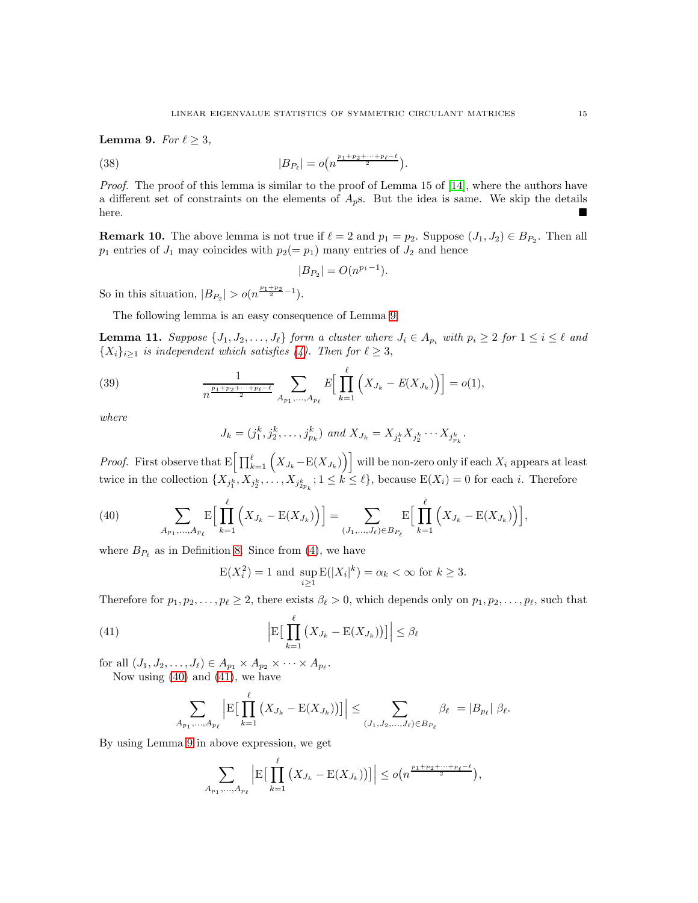**Lemma 9.** *For $\ell \geq 3$,*

$$|B_{P_\ell}| = o\big(n^{\frac{p_1+p_2+\cdots+p_\ell-\ell}{2}}\big). \tag{38}$$

*Proof.* The proof of this lemma is similar to the proof of Lemma 15 of [14], where the authors have a different set of constraints on the elements of $A_p$s. But the idea is same. We skip the details here. ■

**Remark 10.** The above lemma is not true if $\ell = 2$ and $p_1 = p_2$. Suppose $(J_1, J_2) \in B_{P_2}$. Then all $p_1$ entries of $J_1$ may coincides with $p_2 (= p_1)$ many entries of $J_2$ and hence

$$|B_{P_2}| = O(n^{p_1-1}).$$

So in this situation, $|B_{P_2}| > o(n^{\frac{p_1+p_2}{2}-1})$.

The following lemma is an easy consequence of Lemma 9.

**Lemma 11.** *Suppose $\{J_1, J_2, \ldots, J_\ell\}$ form a cluster where $J_i \in A_{p_i}$ with $p_i \geq 2$ for $1 \leq i \leq \ell$ and $\{X_i\}_{i\geq 1}$ is independent which satisfies (4). Then for $\ell \geq 3$,*

$$\frac{1}{n^{\frac{p_1+p_2+\cdots+p_\ell-\ell}{2}}} \sum_{A_{p_1},\ldots,A_{p_\ell}} E\Big[\prod_{k=1}^{\ell}\Big(X_{J_k} - E(X_{J_k})\Big)\Big] = o(1), \tag{39}$$

*where*

$$J_k = (j_1^k, j_2^k, \ldots, j_{p_k}^k) \text{ and } X_{J_k} = X_{j_1^k} X_{j_2^k} \cdots X_{j_{p_k}^k}.$$

*Proof.* First observe that $\mathrm{E}\Big[\prod_{k=1}^{\ell}\Big(X_{J_k} - \mathrm{E}(X_{J_k})\Big)\Big]$ will be non-zero only if each $X_i$ appears at least twice in the collection $\{X_{j_1^k}, X_{j_2^k}, \ldots, X_{j_{2p_k}^k}; 1 \leq k \leq \ell\}$, because $\mathrm{E}(X_i) = 0$ for each $i$. Therefore

$$\sum_{A_{p_1},\ldots,A_{p_\ell}} \mathrm{E}\Big[\prod_{k=1}^{\ell}\Big(X_{J_k} - \mathrm{E}(X_{J_k})\Big)\Big] = \sum_{(J_1,\ldots,J_\ell)\in B_{P_\ell}} \mathrm{E}\Big[\prod_{k=1}^{\ell}\Big(X_{J_k} - \mathrm{E}(X_{J_k})\Big)\Big], \tag{40}$$

where $B_{P_\ell}$ as in Definition 8. Since from (4), we have

$$\mathrm{E}(X_i^2) = 1 \text{ and } \sup_{i\geq 1} \mathrm{E}(|X_i|^k) = \alpha_k < \infty \text{ for } k \geq 3.$$

Therefore for $p_1, p_2, \ldots, p_\ell \geq 2$, there exists $\beta_\ell > 0$, which depends only on $p_1, p_2, \ldots, p_\ell$, such that

$$\Big|\mathrm{E}\big[\prod_{k=1}^{\ell}\big(X_{J_k} - \mathrm{E}(X_{J_k})\big)\big]\Big| \leq \beta_\ell \tag{41}$$

for all $(J_1, J_2, \ldots, J_\ell) \in A_{p_1} \times A_{p_2} \times \cdots \times A_{p_\ell}$.

Now using (40) and (41), we have

$$\sum_{A_{p_1},\ldots,A_{p_\ell}} \Big|\mathrm{E}\big[\prod_{k=1}^{\ell}\big(X_{J_k} - \mathrm{E}(X_{J_k})\big)\big]\Big| \leq \sum_{(J_1,J_2,\ldots,J_\ell)\in B_{P_\ell}} \beta_\ell \; = |B_{p_\ell}| \; \beta_\ell.$$

By using Lemma 9 in above expression, we get

$$\sum_{A_{p_1},\ldots,A_{p_\ell}} \Big|\mathrm{E}\big[\prod_{k=1}^{\ell}\big(X_{J_k} - \mathrm{E}(X_{J_k})\big)\big]\Big| \leq o\big(n^{\frac{p_1+p_2+\cdots+p_\ell-\ell}{2}}\big),$$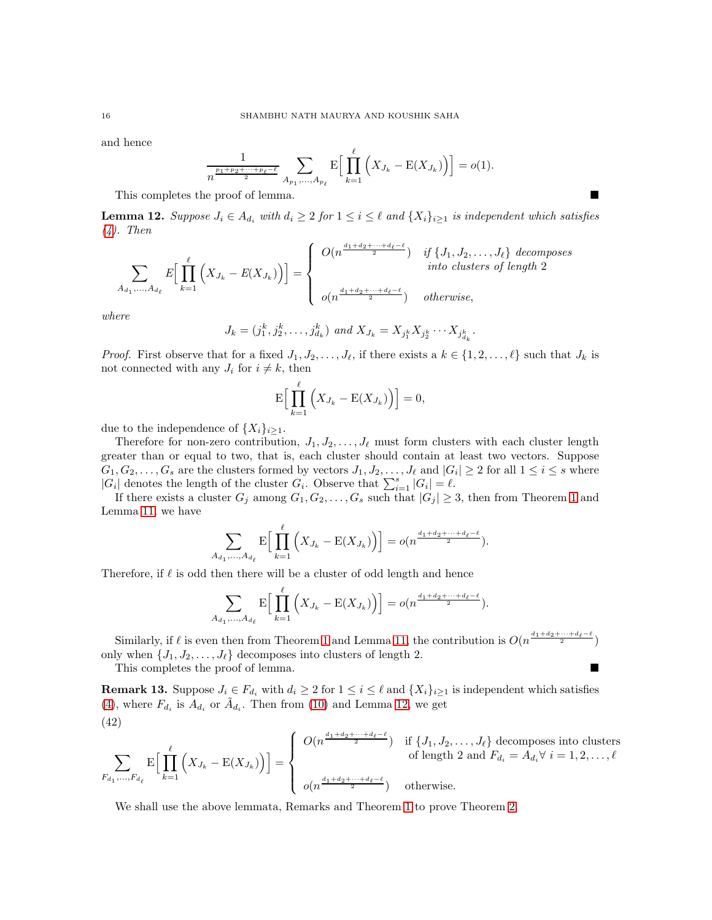and hence

$$\frac{1}{n^{\frac{p_1+p_2+\cdots+p_\ell-\ell}{2}}}\sum_{A_{p_1},\ldots,A_{p_\ell}} \mathrm{E}\Big[\prod_{k=1}^{\ell}\Big(X_{J_k}-\mathrm{E}(X_{J_k})\Big)\Big]=o(1).$$

This completes the proof of lemma. ■

**Lemma 12.** *Suppose $J_i \in A_{d_i}$ with $d_i \geq 2$ for $1 \leq i \leq \ell$ and $\{X_i\}_{i\geq 1}$ is independent which satisfies (4). Then*

$$\sum_{A_{d_1},\ldots,A_{d_\ell}} E\Big[\prod_{k=1}^{\ell}\Big(X_{J_k}-E(X_{J_k})\Big)\Big]=\begin{cases} O(n^{\frac{d_1+d_2+\cdots+d_\ell-\ell}{2}}) & \text{if } \{J_1,J_2,\ldots,J_\ell\} \text{ decomposes into clusters of length } 2 \\ & \\ o(n^{\frac{d_1+d_2+\cdots+d_\ell-\ell}{2}}) & \text{otherwise,}\end{cases}$$

*where*

$$J_k=(j_1^k,j_2^k,\ldots,j_{d_k}^k) \text{ and } X_{J_k}=X_{j_1^k}X_{j_2^k}\cdots X_{j_{d_k}^k}.$$

*Proof.* First observe that for a fixed $J_1, J_2, \ldots, J_\ell$, if there exists a $k \in \{1, 2, \ldots, \ell\}$ such that $J_k$ is not connected with any $J_i$ for $i \neq k$, then

$$\mathrm{E}\Big[\prod_{k=1}^{\ell}\Big(X_{J_k}-\mathrm{E}(X_{J_k})\Big)\Big]=0,$$

due to the independence of $\{X_i\}_{i\geq 1}$.

Therefore for non-zero contribution, $J_1, J_2, \ldots, J_\ell$ must form clusters with each cluster length greater than or equal to two, that is, each cluster should contain at least two vectors. Suppose $G_1, G_2, \ldots, G_s$ are the clusters formed by vectors $J_1, J_2, \ldots, J_\ell$ and $|G_i| \geq 2$ for all $1 \leq i \leq s$ where $|G_i|$ denotes the length of the cluster $G_i$. Observe that $\sum_{i=1}^{s}|G_i| = \ell$.

If there exists a cluster $G_j$ among $G_1, G_2, \ldots, G_s$ such that $|G_j| \geq 3$, then from Theorem 1 and Lemma 11, we have

$$\sum_{A_{d_1},\ldots,A_{d_\ell}} \mathrm{E}\Big[\prod_{k=1}^{\ell}\Big(X_{J_k}-\mathrm{E}(X_{J_k})\Big)\Big]=o(n^{\frac{d_1+d_2+\cdots+d_\ell-\ell}{2}}).$$

Therefore, if $\ell$ is odd then there will be a cluster of odd length and hence

$$\sum_{A_{d_1},\ldots,A_{d_\ell}} \mathrm{E}\Big[\prod_{k=1}^{\ell}\Big(X_{J_k}-\mathrm{E}(X_{J_k})\Big)\Big]=o(n^{\frac{d_1+d_2+\cdots+d_\ell-\ell}{2}}).$$

Similarly, if $\ell$ is even then from Theorem 1 and Lemma 11, the contribution is $O(n^{\frac{d_1+d_2+\cdots+d_\ell-\ell}{2}})$ only when $\{J_1, J_2, \ldots, J_\ell\}$ decomposes into clusters of length 2.

This completes the proof of lemma. ■

**Remark 13.** Suppose $J_i \in F_{d_i}$ with $d_i \geq 2$ for $1 \leq i \leq \ell$ and $\{X_i\}_{i\geq 1}$ is independent which satisfies (4), where $F_{d_i}$ is $A_{d_i}$ or $\tilde{A}_{d_i}$. Then from (10) and Lemma 12, we get

(42)

$$\sum_{F_{d_1},\ldots,F_{d_\ell}} \mathrm{E}\Big[\prod_{k=1}^{\ell}\Big(X_{J_k}-\mathrm{E}(X_{J_k})\Big)\Big]=\begin{cases} O(n^{\frac{d_1+d_2+\cdots+d_\ell-\ell}{2}}) & \text{if } \{J_1,J_2,\ldots,J_\ell\} \text{ decomposes into clusters of length 2 and } F_{d_i}=A_{d_i}\,\forall\, i=1,2,\ldots,\ell \\ & \\ o(n^{\frac{d_1+d_2+\cdots+d_\ell-\ell}{2}}) & \text{otherwise.}\end{cases}$$

We shall use the above lemmata, Remarks and Theorem 1 to prove Theorem 2.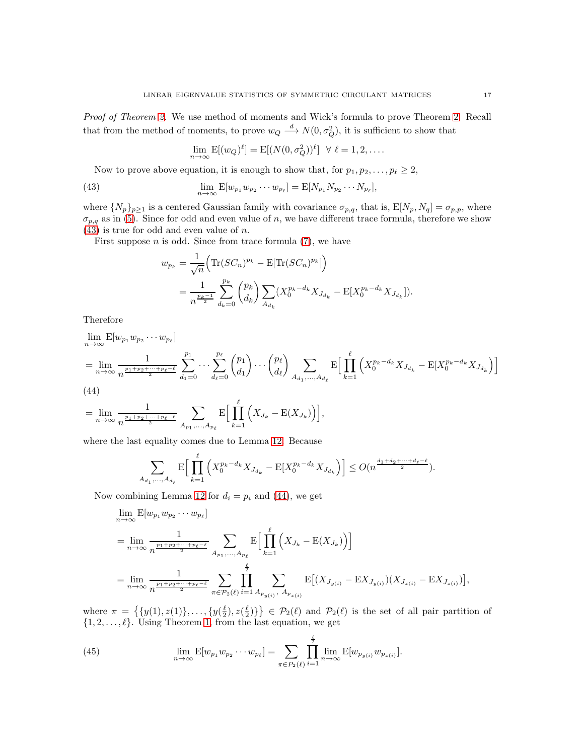*Proof of Theorem 2.* We use method of moments and Wick's formula to prove Theorem 2. Recall that from the method of moments, to prove $w_Q \xrightarrow{d} N(0,\sigma_Q^2)$, it is sufficient to show that

$$\lim_{n\to\infty} \mathrm{E}[(w_Q)^\ell] = \mathrm{E}[(N(0,\sigma_Q^2))^\ell] \ \ \forall\ \ell = 1,2,\ldots.$$

Now to prove above equation, it is enough to show that, for $p_1, p_2, \ldots, p_\ell \geq 2$,

$$\lim_{n\to\infty} \mathrm{E}[w_{p_1} w_{p_2} \cdots w_{p_\ell}] = \mathrm{E}[N_{p_1} N_{p_2} \cdots N_{p_\ell}], \tag{43}$$

where $\{N_p\}_{p\geq 1}$ is a centered Gaussian family with covariance $\sigma_{p,q}$, that is, $\mathrm{E}[N_p, N_q] = \sigma_{p,p}$, where $\sigma_{p,q}$ as in (5). Since for odd and even value of $n$, we have different trace formula, therefore we show (43) is true for odd and even value of $n$.

First suppose $n$ is odd. Since from trace formula (7), we have

$$\begin{aligned}
w_{p_k} &= \frac{1}{\sqrt{n}}\Big(\mathrm{Tr}(SC_n)^{p_k} - \mathrm{E}[\mathrm{Tr}(SC_n)^{p_k}]\Big) \\
&= \frac{1}{n^{\frac{p_k-1}{2}}} \sum_{d_k=0}^{p_k} \binom{p_k}{d_k} \sum_{A_{d_k}} (X_0^{p_k-d_k} X_{J_{d_k}} - \mathrm{E}[X_0^{p_k-d_k} X_{J_{d_k}}]).
\end{aligned}$$

Therefore

$$\begin{aligned}
&\lim_{n\to\infty} \mathrm{E}[w_{p_1} w_{p_2} \cdots w_{p_\ell}] \\
&= \lim_{n\to\infty} \frac{1}{n^{\frac{p_1+p_2+\cdots+p_\ell-\ell}{2}}} \sum_{d_1=0}^{p_1} \cdots \sum_{d_\ell=0}^{p_\ell} \binom{p_1}{d_1} \cdots \binom{p_\ell}{d_\ell} \sum_{A_{d_1},\ldots,A_{d_\ell}} \mathrm{E}\Big[\prod_{k=1}^{\ell} \Big(X_0^{p_k-d_k} X_{J_{d_k}} - \mathrm{E}[X_0^{p_k-d_k} X_{J_{d_k}}\Big)\Big]
\end{aligned} \tag{44}$$

$$= \lim_{n\to\infty} \frac{1}{n^{\frac{p_1+p_2+\cdots+p_\ell-\ell}{2}}} \sum_{A_{p_1},\ldots,A_{p_\ell}} \mathrm{E}\Big[\prod_{k=1}^{\ell} \Big(X_{J_k} - \mathrm{E}(X_{J_k})\Big)\Big],$$

where the last equality comes due to Lemma 12. Because

$$\sum_{A_{d_1},\ldots,A_{d_\ell}} \mathrm{E}\Big[\prod_{k=1}^{\ell} \Big(X_0^{p_k-d_k} X_{J_{d_k}} - \mathrm{E}[X_0^{p_k-d_k} X_{J_{d_k}}\Big)\Big] \leq O(n^{\frac{d_1+d_2+\cdots+d_\ell-\ell}{2}}).$$

Now combining Lemma 12 for $d_i = p_i$ and (44), we get

$$\begin{aligned}
&\lim_{n\to\infty} \mathrm{E}[w_{p_1} w_{p_2} \cdots w_{p_\ell}] \\
&= \lim_{n\to\infty} \frac{1}{n^{\frac{p_1+p_2+\cdots+p_\ell-\ell}{2}}} \sum_{A_{p_1},\ldots,A_{p_\ell}} \mathrm{E}\Big[\prod_{k=1}^{\ell} \Big(X_{J_k} - \mathrm{E}(X_{J_k})\Big)\Big] \\
&= \lim_{n\to\infty} \frac{1}{n^{\frac{p_1+p_2+\cdots+p_\ell-\ell}{2}}} \sum_{\pi\in\mathcal{P}_2(\ell)} \prod_{i=1}^{\frac{\ell}{2}} \sum_{A_{p_{y(i)}},\, A_{p_{z(i)}}} \mathrm{E}\big[(X_{J_{y(i)}} - \mathrm{E}X_{J_{y(i)}})(X_{J_{z(i)}} - \mathrm{E}X_{J_{z(i)}})\big],
\end{aligned}$$

where $\pi = \big\{\{y(1), z(1)\}, \ldots, \{y(\frac{\ell}{2}), z(\frac{\ell}{2})\}\big\} \in \mathcal{P}_2(\ell)$ and $\mathcal{P}_2(\ell)$ is the set of all pair partition of $\{1, 2, \ldots, \ell\}$. Using Theorem 1, from the last equation, we get

$$\lim_{n\to\infty} \mathrm{E}[w_{p_1} w_{p_2} \cdots w_{p_\ell}] = \sum_{\pi\in P_2(\ell)} \prod_{i=1}^{\frac{\ell}{2}} \lim_{n\to\infty} \mathrm{E}[w_{p_{y(i)}} w_{p_{z(i)}}]. \tag{45}$$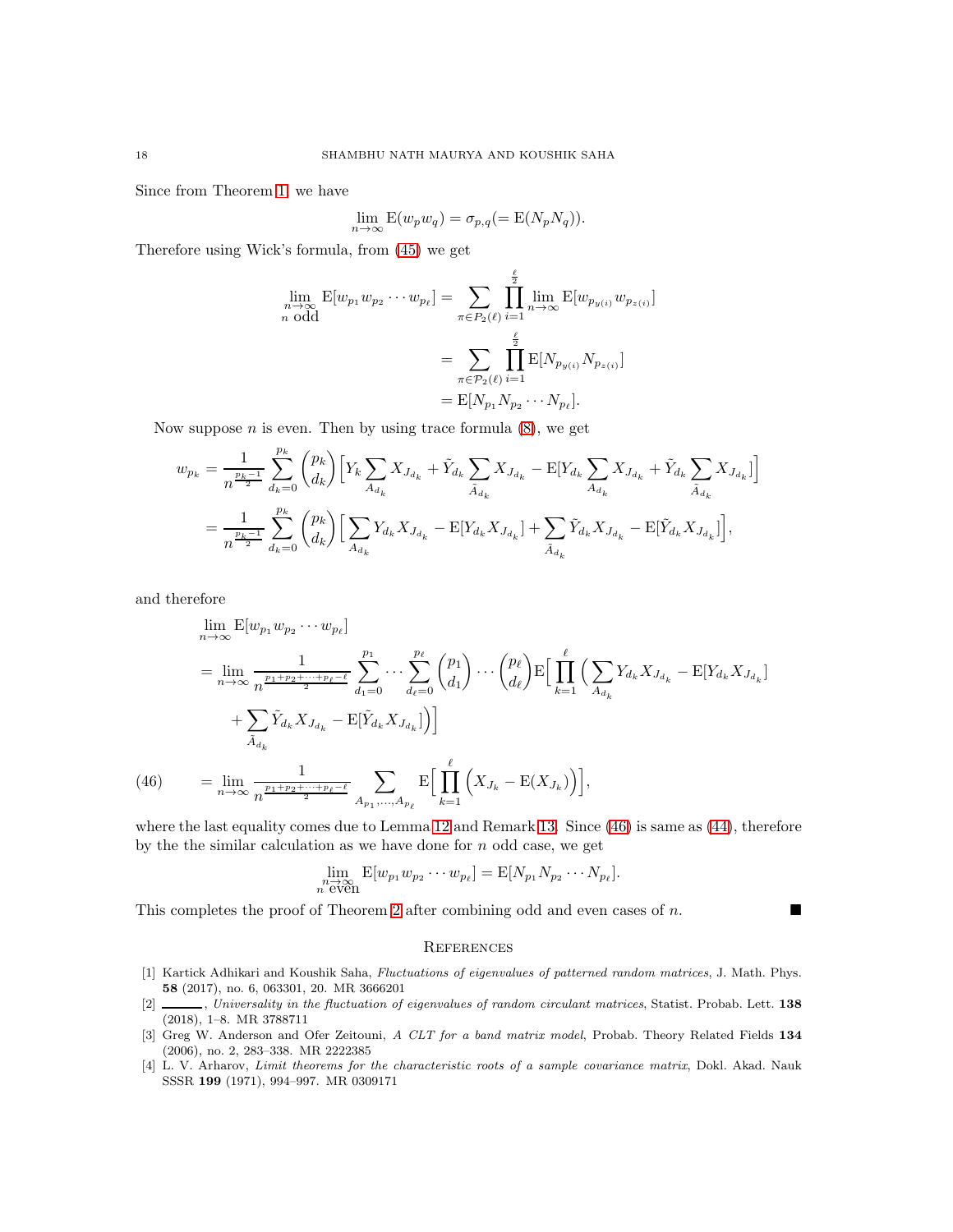Since from Theorem 1, we have

$$\lim_{n\to\infty} \mathrm{E}(w_p w_q) = \sigma_{p,q} (= \mathrm{E}(N_p N_q)).$$

Therefore using Wick's formula, from (45) we get

$$\begin{aligned}
\lim_{\substack{n\to\infty \\ n \text{ odd}}} \mathrm{E}[w_{p_1} w_{p_2} \cdots w_{p_\ell}] &= \sum_{\pi \in P_2(\ell)} \prod_{i=1}^{\frac{\ell}{2}} \lim_{n\to\infty} \mathrm{E}[w_{p_{y(i)}} w_{p_{z(i)}}] \\
&= \sum_{\pi \in \mathcal{P}_2(\ell)} \prod_{i=1}^{\frac{\ell}{2}} \mathrm{E}[N_{p_{y(i)}} N_{p_{z(i)}}] \\
&= \mathrm{E}[N_{p_1} N_{p_2} \cdots N_{p_\ell}].
\end{aligned}$$

Now suppose $n$ is even. Then by using trace formula (8), we get

$$\begin{aligned}
w_{p_k} &= \frac{1}{n^{\frac{p_k-1}{2}}} \sum_{d_k=0}^{p_k} \binom{p_k}{d_k} \Big[ Y_k \sum_{A_{d_k}} X_{J_{d_k}} + \tilde{Y}_{d_k} \sum_{\tilde{A}_{d_k}} X_{J_{d_k}} - \mathrm{E}[Y_{d_k} \sum_{A_{d_k}} X_{J_{d_k}} + \tilde{Y}_{d_k} \sum_{\tilde{A}_{d_k}} X_{J_{d_k}}] \Big] \\
&= \frac{1}{n^{\frac{p_k-1}{2}}} \sum_{d_k=0}^{p_k} \binom{p_k}{d_k} \Big[ \sum_{A_{d_k}} Y_{d_k} X_{J_{d_k}} - \mathrm{E}[Y_{d_k} X_{J_{d_k}}] + \sum_{\tilde{A}_{d_k}} \tilde{Y}_{d_k} X_{J_{d_k}} - \mathrm{E}[\tilde{Y}_{d_k} X_{J_{d_k}}] \Big],
\end{aligned}$$

and therefore

$$\begin{aligned}
&\lim_{n\to\infty} \mathrm{E}[w_{p_1} w_{p_2} \cdots w_{p_\ell}] \\
&= \lim_{n\to\infty} \frac{1}{n^{\frac{p_1+p_2+\cdots+p_\ell-\ell}{2}}} \sum_{d_1=0}^{p_1} \cdots \sum_{d_\ell=0}^{p_\ell} \binom{p_1}{d_1} \cdots \binom{p_\ell}{d_\ell} \mathrm{E}\Big[ \prod_{k=1}^{\ell} \Big( \sum_{A_{d_k}} Y_{d_k} X_{J_{d_k}} - \mathrm{E}[Y_{d_k} X_{J_{d_k}}] \\
&\qquad + \sum_{\tilde{A}_{d_k}} \tilde{Y}_{d_k} X_{J_{d_k}} - \mathrm{E}[\tilde{Y}_{d_k} X_{J_{d_k}}] \Big) \Big]
\end{aligned}$$

$$= \lim_{n\to\infty} \frac{1}{n^{\frac{p_1+p_2+\cdots+p_\ell-\ell}{2}}} \sum_{A_{p_1},\ldots,A_{p_\ell}} \mathrm{E}\Big[ \prod_{k=1}^{\ell} \Big( X_{J_k} - \mathrm{E}(X_{J_k}) \Big) \Big], \tag{46}$$

where the last equality comes due to Lemma 12 and Remark 13. Since (46) is same as (44), therefore by the the similar calculation as we have done for $n$ odd case, we get

$$\lim_{\substack{n\to\infty \\ n \text{ even}}} \mathrm{E}[w_{p_1} w_{p_2} \cdots w_{p_\ell}] = \mathrm{E}[N_{p_1} N_{p_2} \cdots N_{p_\ell}].$$

This completes the proof of Theorem 2 after combining odd and even cases of $n$. ∎

## References

[1] Kartick Adhikari and Koushik Saha, *Fluctuations of eigenvalues of patterned random matrices*, J. Math. Phys. **58** (2017), no. 6, 063301, 20. MR 3666201

[2] ———, *Universality in the fluctuation of eigenvalues of random circulant matrices*, Statist. Probab. Lett. **138** (2018), 1–8. MR 3788711

[3] Greg W. Anderson and Ofer Zeitouni, *A CLT for a band matrix model*, Probab. Theory Related Fields **134** (2006), no. 2, 283–338. MR 2222385

[4] L. V. Arharov, *Limit theorems for the characteristic roots of a sample covariance matrix*, Dokl. Akad. Nauk SSSR **199** (1971), 994–997. MR 0309171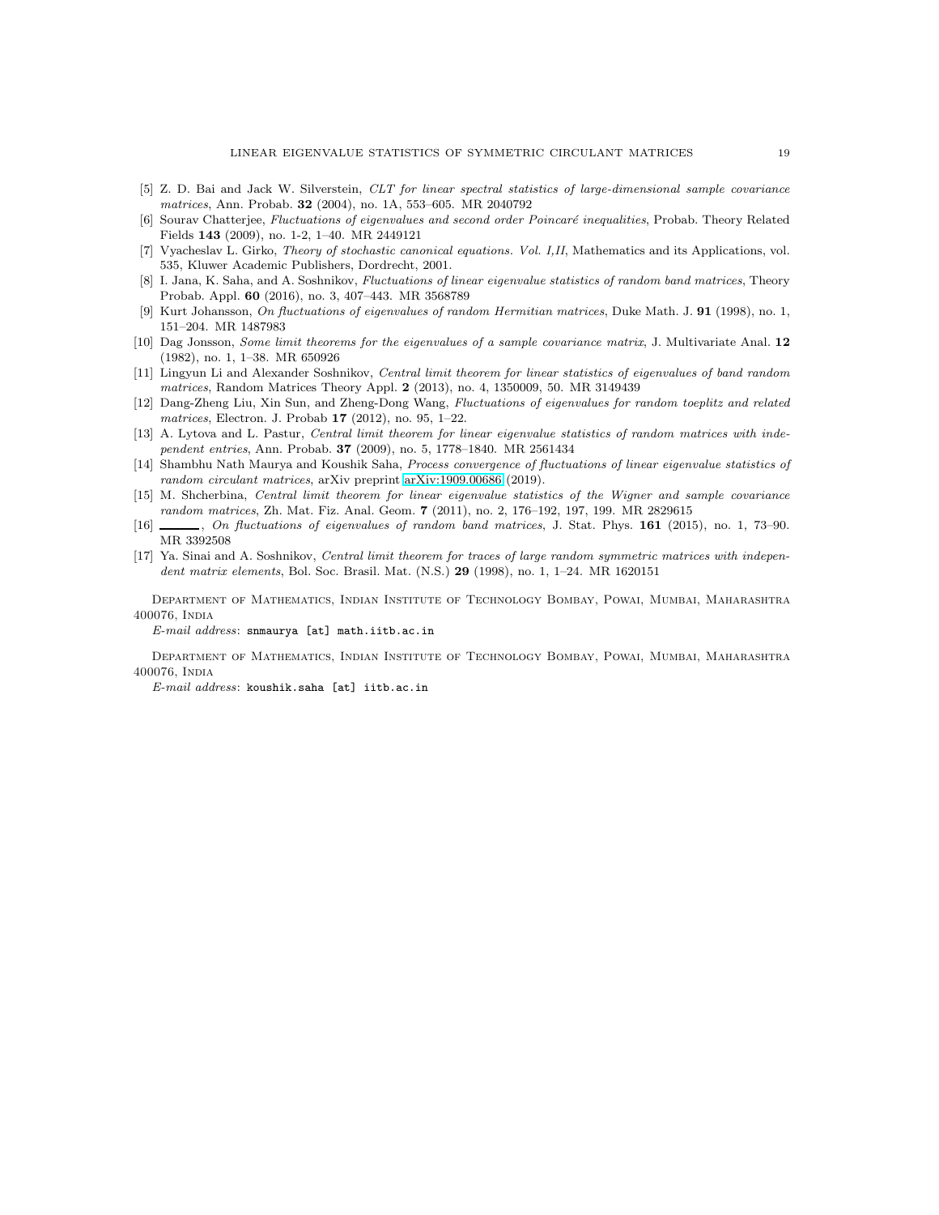[5] Z. D. Bai and Jack W. Silverstein, *CLT for linear spectral statistics of large-dimensional sample covariance matrices*, Ann. Probab. **32** (2004), no. 1A, 553–605. MR 2040792

[6] Sourav Chatterjee, *Fluctuations of eigenvalues and second order Poincaré inequalities*, Probab. Theory Related Fields **143** (2009), no. 1-2, 1–40. MR 2449121

[7] Vyacheslav L. Girko, *Theory of stochastic canonical equations. Vol. I,II*, Mathematics and its Applications, vol. 535, Kluwer Academic Publishers, Dordrecht, 2001.

[8] I. Jana, K. Saha, and A. Soshnikov, *Fluctuations of linear eigenvalue statistics of random band matrices*, Theory Probab. Appl. **60** (2016), no. 3, 407–443. MR 3568789

[9] Kurt Johansson, *On fluctuations of eigenvalues of random Hermitian matrices*, Duke Math. J. **91** (1998), no. 1, 151–204. MR 1487983

[10] Dag Jonsson, *Some limit theorems for the eigenvalues of a sample covariance matrix*, J. Multivariate Anal. **12** (1982), no. 1, 1–38. MR 650926

[11] Lingyun Li and Alexander Soshnikov, *Central limit theorem for linear statistics of eigenvalues of band random matrices*, Random Matrices Theory Appl. **2** (2013), no. 4, 1350009, 50. MR 3149439

[12] Dang-Zheng Liu, Xin Sun, and Zheng-Dong Wang, *Fluctuations of eigenvalues for random toeplitz and related matrices*, Electron. J. Probab **17** (2012), no. 95, 1–22.

[13] A. Lytova and L. Pastur, *Central limit theorem for linear eigenvalue statistics of random matrices with independent entries*, Ann. Probab. **37** (2009), no. 5, 1778–1840. MR 2561434

[14] Shambhu Nath Maurya and Koushik Saha, *Process convergence of fluctuations of linear eigenvalue statistics of random circulant matrices*, arXiv preprint arXiv:1909.00686 (2019).

[15] M. Shcherbina, *Central limit theorem for linear eigenvalue statistics of the Wigner and sample covariance random matrices*, Zh. Mat. Fiz. Anal. Geom. **7** (2011), no. 2, 176–192, 197, 199. MR 2829615

[16] ______, *On fluctuations of eigenvalues of random band matrices*, J. Stat. Phys. **161** (2015), no. 1, 73–90. MR 3392508

[17] Ya. Sinai and A. Soshnikov, *Central limit theorem for traces of large random symmetric matrices with independent matrix elements*, Bol. Soc. Brasil. Mat. (N.S.) **29** (1998), no. 1, 1–24. MR 1620151

Department of Mathematics, Indian Institute of Technology Bombay, Powai, Mumbai, Maharashtra 400076, India

*E-mail address*: snmaurya [at] math.iitb.ac.in

Department of Mathematics, Indian Institute of Technology Bombay, Powai, Mumbai, Maharashtra 400076, India

*E-mail address*: koushik.saha [at] iitb.ac.in